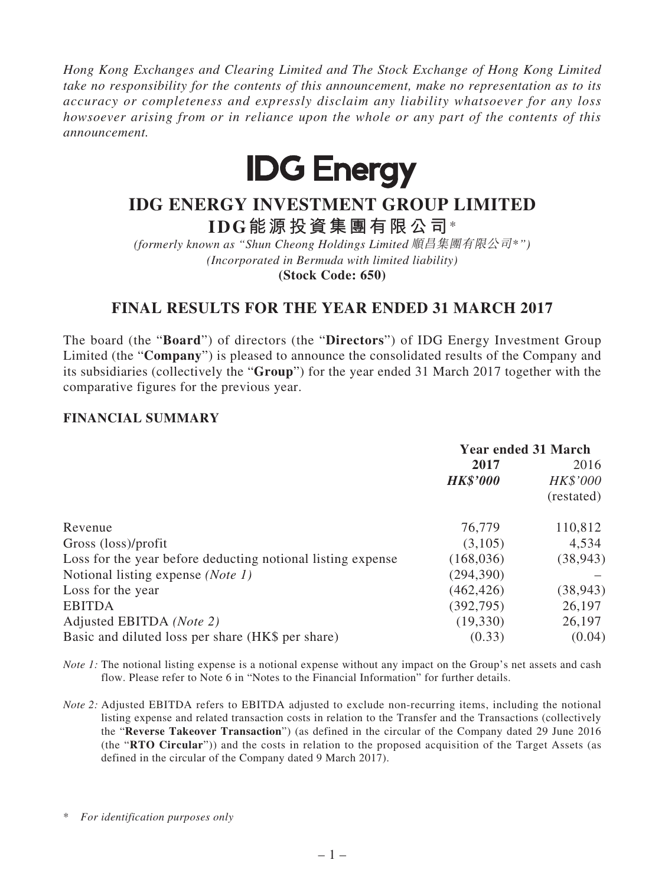*Hong Kong Exchanges and Clearing Limited and The Stock Exchange of Hong Kong Limited take no responsibility for the contents of this announcement, make no representation as to its accuracy or completeness and expressly disclaim any liability whatsoever for any loss howsoever arising from or in reliance upon the whole or any part of the contents of this announcement.*

# IDG Energy

# IDG ENERGY INVESTMENT GROUP LIMITED

# IDG能源投資集團有限公司*

*(formerly known as "Shun Cheong Holdings Limited 順昌集團有限公司*")*
*(Incorporated in Bermuda with limited liability)*
**(Stock Code: 650)**

## FINAL RESULTS FOR THE YEAR ENDED 31 MARCH 2017

The board (the "**Board**") of directors (the "**Directors**") of IDG Energy Investment Group Limited (the "**Company**") is pleased to announce the consolidated results of the Company and its subsidiaries (collectively the "**Group**") for the year ended 31 March 2017 together with the comparative figures for the previous year.

### FINANCIAL SUMMARY

| | Year ended 31 March | |
|---|---|---|
| | **2017** | 2016 |
| | ***HK$'000*** | *HK$'000* |
| | | (restated) |
| Revenue | 76,779 | 110,812 |
| Gross (loss)/profit | (3,105) | 4,534 |
| Loss for the year before deducting notional listing expense | (168,036) | (38,943) |
| Notional listing expense *(Note 1)* | (294,390) | – |
| Loss for the year | (462,426) | (38,943) |
| EBITDA | (392,795) | 26,197 |
| Adjusted EBITDA *(Note 2)* | (19,330) | 26,197 |
| Basic and diluted loss per share (HK$ per share) | (0.33) | (0.04) |

*Note 1:* The notional listing expense is a notional expense without any impact on the Group's net assets and cash flow. Please refer to Note 6 in "Notes to the Financial Information" for further details.

*Note 2:* Adjusted EBITDA refers to EBITDA adjusted to exclude non-recurring items, including the notional listing expense and related transaction costs in relation to the Transfer and the Transactions (collectively the "**Reverse Takeover Transaction**") (as defined in the circular of the Company dated 29 June 2016 (the "**RTO Circular**")) and the costs in relation to the proposed acquisition of the Target Assets (as defined in the circular of the Company dated 9 March 2017).

\* *For identification purposes only*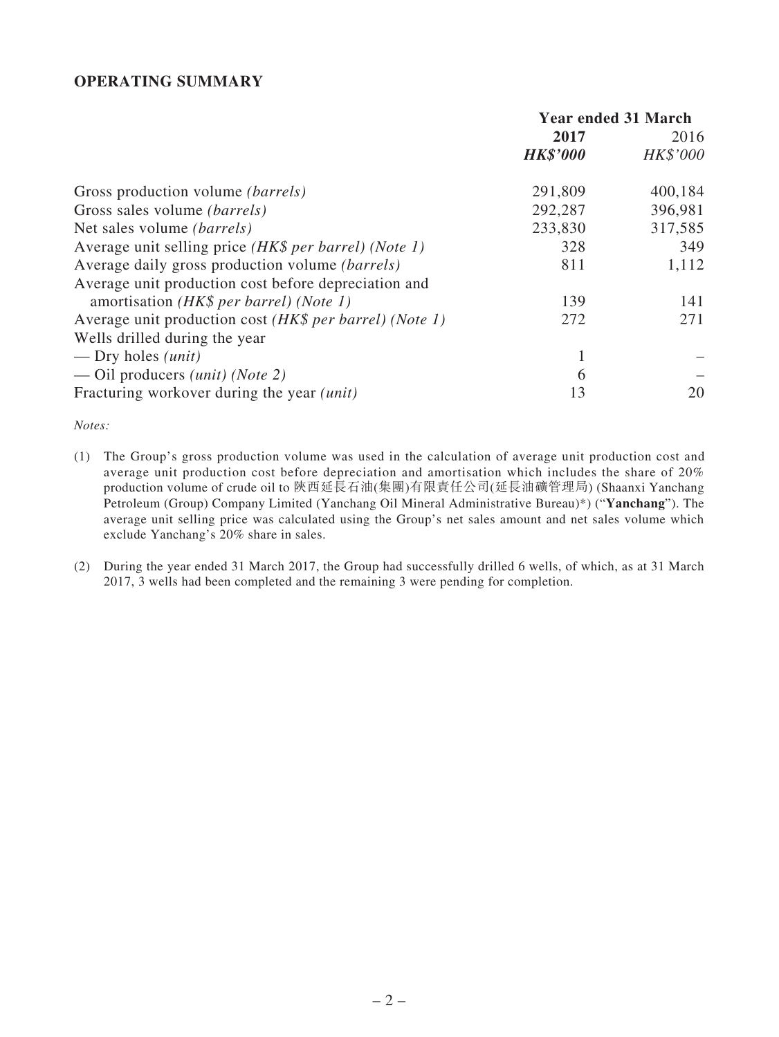## OPERATING SUMMARY

| | Year ended 31 March | |
|---|---|---|
| | **2017** | 2016 |
| | ***HK$'000*** | *HK$'000* |
| Gross production volume *(barrels)* | 291,809 | 400,184 |
| Gross sales volume *(barrels)* | 292,287 | 396,981 |
| Net sales volume *(barrels)* | 233,830 | 317,585 |
| Average unit selling price *(HK$ per barrel) (Note 1)* | 328 | 349 |
| Average daily gross production volume *(barrels)* | 811 | 1,112 |
| Average unit production cost before depreciation and amortisation *(HK$ per barrel) (Note 1)* | 139 | 141 |
| Average unit production cost *(HK$ per barrel) (Note 1)* | 272 | 271 |
| Wells drilled during the year | | |
| — Dry holes *(unit)* | 1 | – |
| — Oil producers *(unit) (Note 2)* | 6 | – |
| Fracturing workover during the year *(unit)* | 13 | 20 |

*Notes:*

(1) The Group's gross production volume was used in the calculation of average unit production cost and average unit production cost before depreciation and amortisation which includes the share of 20% production volume of crude oil to 陝西延長石油(集團)有限責任公司(延長油礦管理局) (Shaanxi Yanchang Petroleum (Group) Company Limited (Yanchang Oil Mineral Administrative Bureau)*) ("**Yanchang**"). The average unit selling price was calculated using the Group's net sales amount and net sales volume which exclude Yanchang's 20% share in sales.

(2) During the year ended 31 March 2017, the Group had successfully drilled 6 wells, of which, as at 31 March 2017, 3 wells had been completed and the remaining 3 were pending for completion.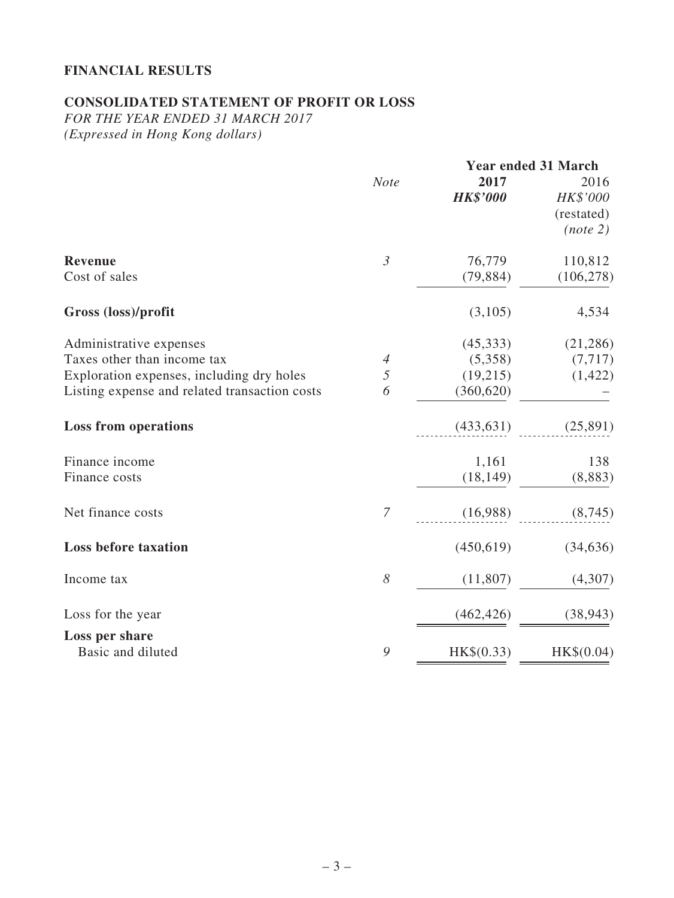## FINANCIAL RESULTS

### CONSOLIDATED STATEMENT OF PROFIT OR LOSS

*FOR THE YEAR ENDED 31 MARCH 2017*
*(Expressed in Hong Kong dollars)*

| | Note | Year ended 31 March 2017 HK$'000 | 2016 HK$'000 (restated) (note 2) |
|---|---|---|---|
| **Revenue** | 3 | 76,779 | 110,812 |
| Cost of sales | | (79,884) | (106,278) |
| **Gross (loss)/profit** | | (3,105) | 4,534 |
| Administrative expenses | | (45,333) | (21,286) |
| Taxes other than income tax | 4 | (5,358) | (7,717) |
| Exploration expenses, including dry holes | 5 | (19,215) | (1,422) |
| Listing expense and related transaction costs | 6 | (360,620) | – |
| **Loss from operations** | | (433,631) | (25,891) |
| Finance income | | 1,161 | 138 |
| Finance costs | | (18,149) | (8,883) |
| Net finance costs | 7 | (16,988) | (8,745) |
| **Loss before taxation** | | (450,619) | (34,636) |
| Income tax | 8 | (11,807) | (4,307) |
| Loss for the year | | (462,426) | (38,943) |
| **Loss per share** | | | |
| Basic and diluted | 9 | HK$(0.33) | HK$(0.04) |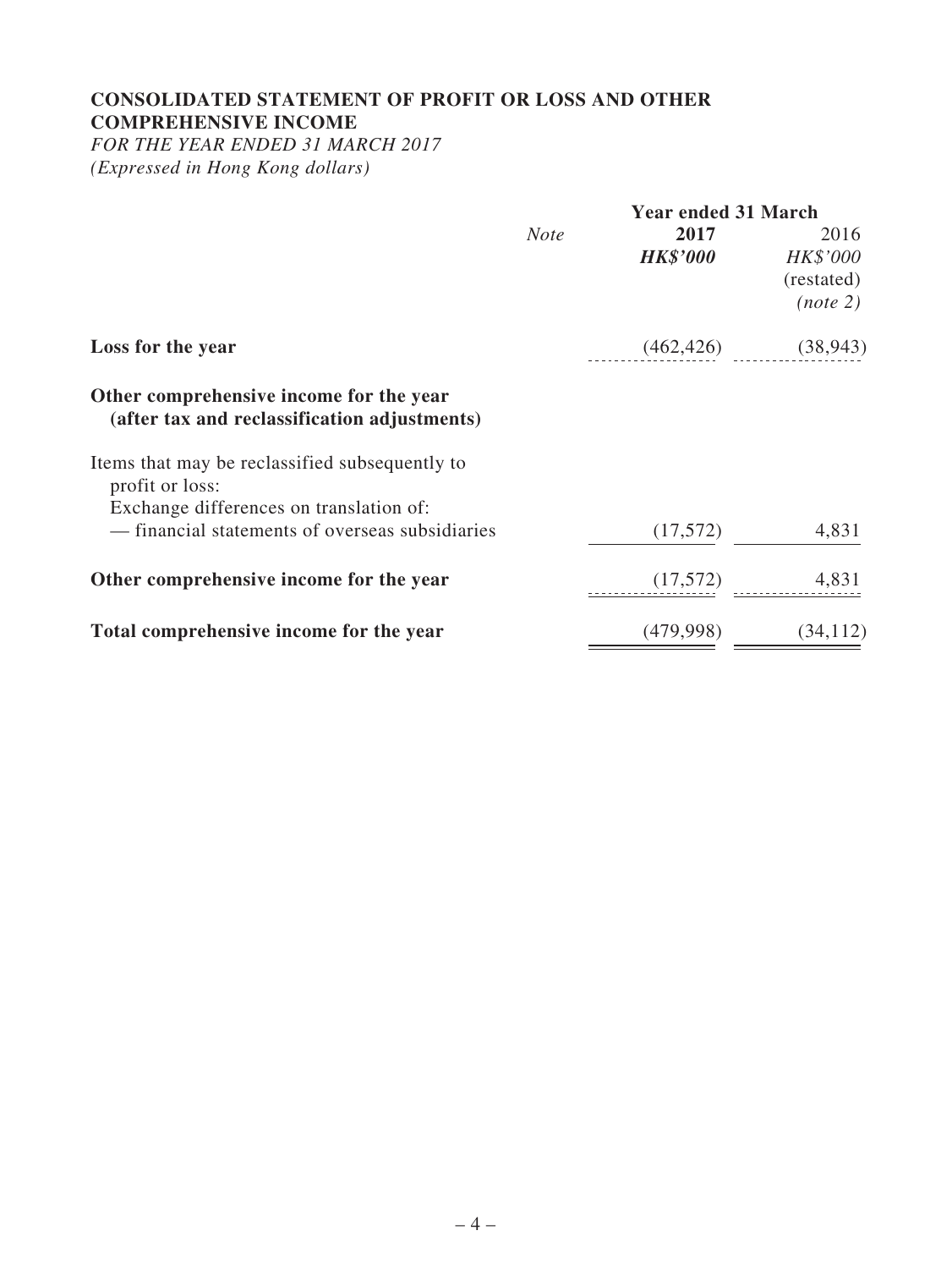## CONSOLIDATED STATEMENT OF PROFIT OR LOSS AND OTHER COMPREHENSIVE INCOME

*FOR THE YEAR ENDED 31 MARCH 2017*
*(Expressed in Hong Kong dollars)*

| | *Note* | **Year ended 31 March** | |
|---|---|---|---|
| | | **2017** | 2016 |
| | | ***HK$'000*** | *HK$'000* |
| | | | (restated) |
| | | | *(note 2)* |
| **Loss for the year** | | (462,426) | (38,943) |
| **Other comprehensive income for the year (after tax and reclassification adjustments)** | | | |
| Items that may be reclassified subsequently to profit or loss: | | | |
| Exchange differences on translation of: | | | |
| — financial statements of overseas subsidiaries | | (17,572) | 4,831 |
| **Other comprehensive income for the year** | | (17,572) | 4,831 |
| **Total comprehensive income for the year** | | (479,998) | (34,112) |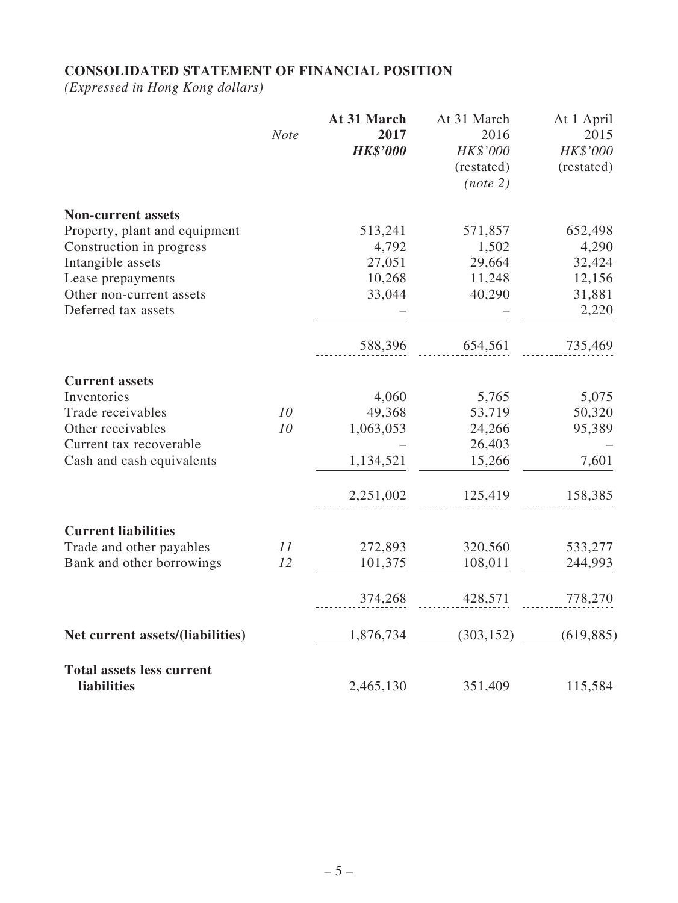**CONSOLIDATED STATEMENT OF FINANCIAL POSITION**

*(Expressed in Hong Kong dollars)*

| | *Note* | **At 31 March 2017** ***HK$'000*** | At 31 March 2016 *HK$'000* (restated) *(note 2)* | At 1 April 2015 *HK$'000* (restated) |
|---|---|---|---|---|
| **Non-current assets** | | | | |
| Property, plant and equipment | | 513,241 | 571,857 | 652,498 |
| Construction in progress | | 4,792 | 1,502 | 4,290 |
| Intangible assets | | 27,051 | 29,664 | 32,424 |
| Lease prepayments | | 10,268 | 11,248 | 12,156 |
| Other non-current assets | | 33,044 | 40,290 | 31,881 |
| Deferred tax assets | | – | – | 2,220 |
| | | 588,396 | 654,561 | 735,469 |
| **Current assets** | | | | |
| Inventories | | 4,060 | 5,765 | 5,075 |
| Trade receivables | 10 | 49,368 | 53,719 | 50,320 |
| Other receivables | 10 | 1,063,053 | 24,266 | 95,389 |
| Current tax recoverable | | – | 26,403 | – |
| Cash and cash equivalents | | 1,134,521 | 15,266 | 7,601 |
| | | 2,251,002 | 125,419 | 158,385 |
| **Current liabilities** | | | | |
| Trade and other payables | 11 | 272,893 | 320,560 | 533,277 |
| Bank and other borrowings | 12 | 101,375 | 108,011 | 244,993 |
| | | 374,268 | 428,571 | 778,270 |
| **Net current assets/(liabilities)** | | 1,876,734 | (303,152) | (619,885) |
| **Total assets less current liabilities** | | 2,465,130 | 351,409 | 115,584 |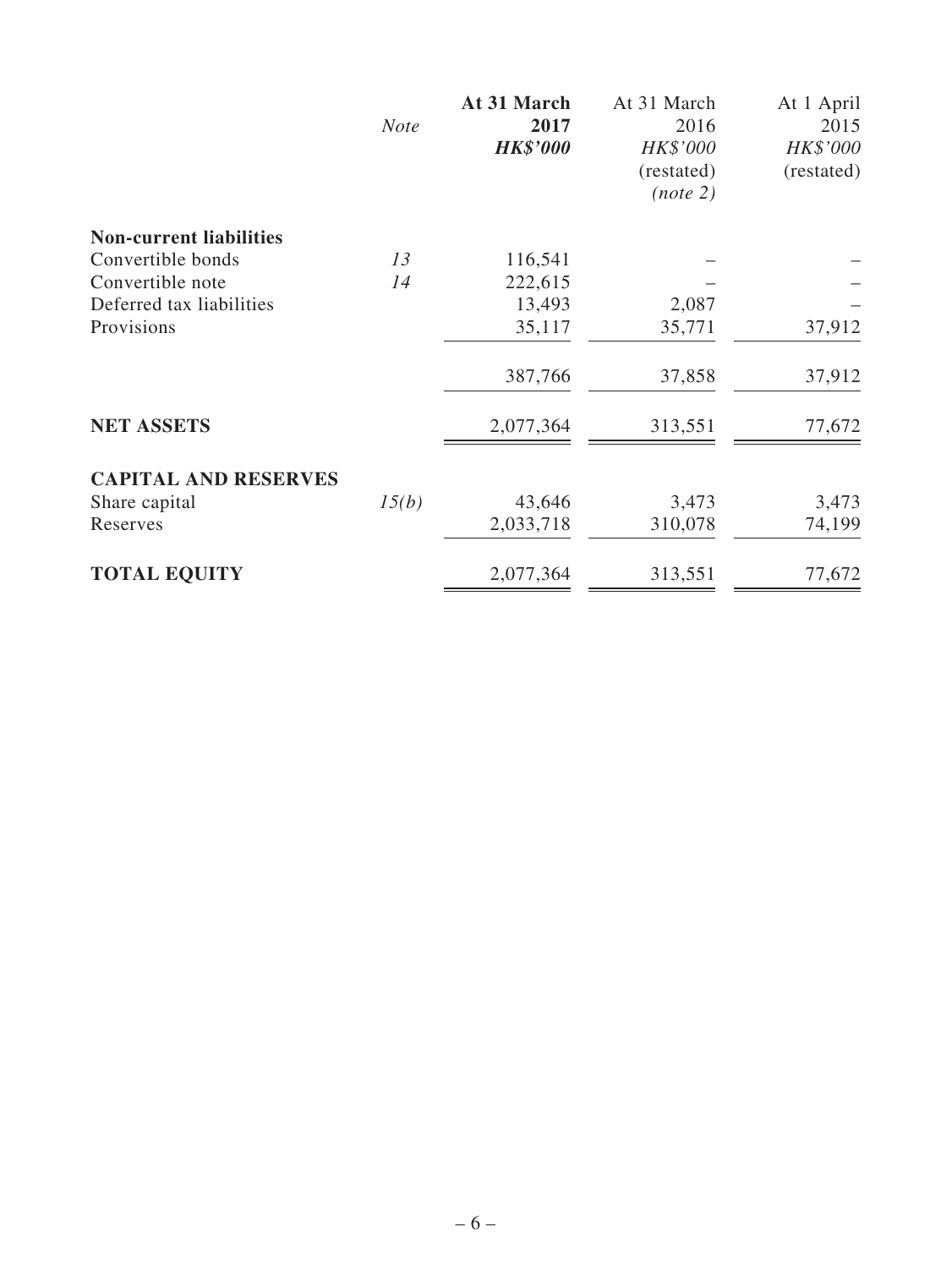| | *Note* | **At 31 March 2017** ***HK$'000*** | At 31 March 2016 *HK$'000* (restated) *(note 2)* | At 1 April 2015 *HK$'000* (restated) |
|---|---|---|---|---|
| **Non-current liabilities** | | | | |
| Convertible bonds | *13* | 116,541 | – | – |
| Convertible note | *14* | 222,615 | – | – |
| Deferred tax liabilities | | 13,493 | 2,087 | – |
| Provisions | | 35,117 | 35,771 | 37,912 |
| | | 387,766 | 37,858 | 37,912 |
| **NET ASSETS** | | 2,077,364 | 313,551 | 77,672 |
| **CAPITAL AND RESERVES** | | | | |
| Share capital | *15(b)* | 43,646 | 3,473 | 3,473 |
| Reserves | | 2,033,718 | 310,078 | 74,199 |
| **TOTAL EQUITY** | | 2,077,364 | 313,551 | 77,672 |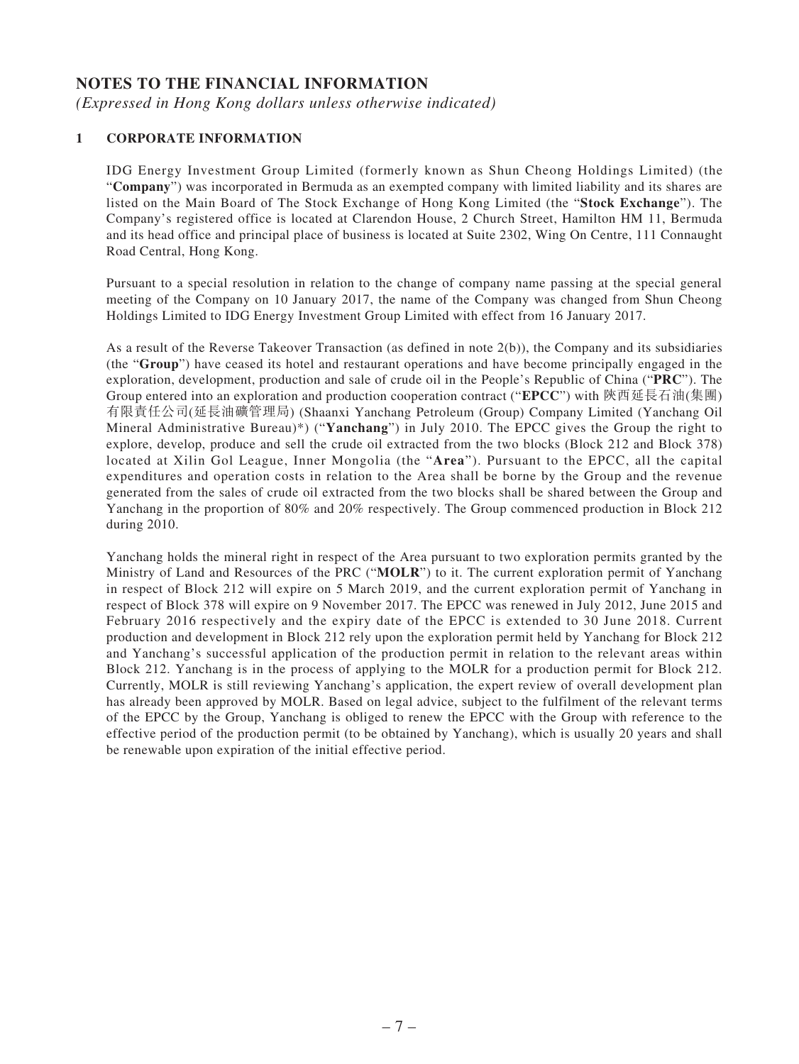## NOTES TO THE FINANCIAL INFORMATION

*(Expressed in Hong Kong dollars unless otherwise indicated)*

### 1 CORPORATE INFORMATION

IDG Energy Investment Group Limited (formerly known as Shun Cheong Holdings Limited) (the "**Company**") was incorporated in Bermuda as an exempted company with limited liability and its shares are listed on the Main Board of The Stock Exchange of Hong Kong Limited (the "**Stock Exchange**"). The Company's registered office is located at Clarendon House, 2 Church Street, Hamilton HM 11, Bermuda and its head office and principal place of business is located at Suite 2302, Wing On Centre, 111 Connaught Road Central, Hong Kong.

Pursuant to a special resolution in relation to the change of company name passing at the special general meeting of the Company on 10 January 2017, the name of the Company was changed from Shun Cheong Holdings Limited to IDG Energy Investment Group Limited with effect from 16 January 2017.

As a result of the Reverse Takeover Transaction (as defined in note 2(b)), the Company and its subsidiaries (the "**Group**") have ceased its hotel and restaurant operations and have become principally engaged in the exploration, development, production and sale of crude oil in the People's Republic of China ("**PRC**"). The Group entered into an exploration and production cooperation contract ("**EPCC**") with 陝西延長石油(集團)有限責任公司(延長油礦管理局) (Shaanxi Yanchang Petroleum (Group) Company Limited (Yanchang Oil Mineral Administrative Bureau)*) ("**Yanchang**") in July 2010. The EPCC gives the Group the right to explore, develop, produce and sell the crude oil extracted from the two blocks (Block 212 and Block 378) located at Xilin Gol League, Inner Mongolia (the "**Area**"). Pursuant to the EPCC, all the capital expenditures and operation costs in relation to the Area shall be borne by the Group and the revenue generated from the sales of crude oil extracted from the two blocks shall be shared between the Group and Yanchang in the proportion of 80% and 20% respectively. The Group commenced production in Block 212 during 2010.

Yanchang holds the mineral right in respect of the Area pursuant to two exploration permits granted by the Ministry of Land and Resources of the PRC ("**MOLR**") to it. The current exploration permit of Yanchang in respect of Block 212 will expire on 5 March 2019, and the current exploration permit of Yanchang in respect of Block 378 will expire on 9 November 2017. The EPCC was renewed in July 2012, June 2015 and February 2016 respectively and the expiry date of the EPCC is extended to 30 June 2018. Current production and development in Block 212 rely upon the exploration permit held by Yanchang for Block 212 and Yanchang's successful application of the production permit in relation to the relevant areas within Block 212. Yanchang is in the process of applying to the MOLR for a production permit for Block 212. Currently, MOLR is still reviewing Yanchang's application, the expert review of overall development plan has already been approved by MOLR. Based on legal advice, subject to the fulfilment of the relevant terms of the EPCC by the Group, Yanchang is obliged to renew the EPCC with the Group with reference to the effective period of the production permit (to be obtained by Yanchang), which is usually 20 years and shall be renewable upon expiration of the initial effective period.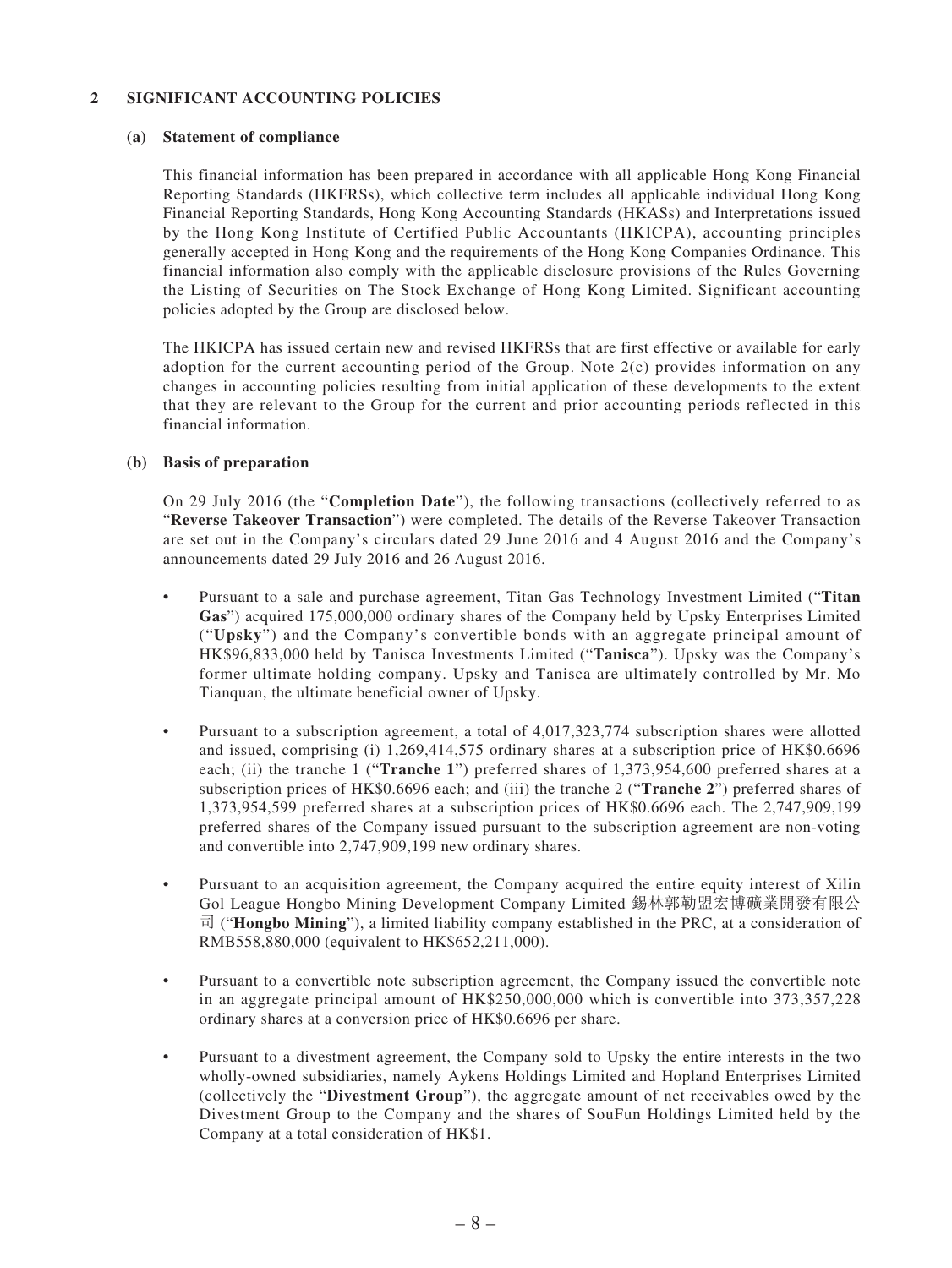## 2 SIGNIFICANT ACCOUNTING POLICIES

### (a) Statement of compliance

This financial information has been prepared in accordance with all applicable Hong Kong Financial Reporting Standards (HKFRSs), which collective term includes all applicable individual Hong Kong Financial Reporting Standards, Hong Kong Accounting Standards (HKASs) and Interpretations issued by the Hong Kong Institute of Certified Public Accountants (HKICPA), accounting principles generally accepted in Hong Kong and the requirements of the Hong Kong Companies Ordinance. This financial information also comply with the applicable disclosure provisions of the Rules Governing the Listing of Securities on The Stock Exchange of Hong Kong Limited. Significant accounting policies adopted by the Group are disclosed below.

The HKICPA has issued certain new and revised HKFRSs that are first effective or available for early adoption for the current accounting period of the Group. Note 2(c) provides information on any changes in accounting policies resulting from initial application of these developments to the extent that they are relevant to the Group for the current and prior accounting periods reflected in this financial information.

### (b) Basis of preparation

On 29 July 2016 (the "**Completion Date**"), the following transactions (collectively referred to as "**Reverse Takeover Transaction**") were completed. The details of the Reverse Takeover Transaction are set out in the Company's circulars dated 29 June 2016 and 4 August 2016 and the Company's announcements dated 29 July 2016 and 26 August 2016.

- Pursuant to a sale and purchase agreement, Titan Gas Technology Investment Limited ("**Titan Gas**") acquired 175,000,000 ordinary shares of the Company held by Upsky Enterprises Limited ("**Upsky**") and the Company's convertible bonds with an aggregate principal amount of HK$96,833,000 held by Tanisca Investments Limited ("**Tanisca**"). Upsky was the Company's former ultimate holding company. Upsky and Tanisca are ultimately controlled by Mr. Mo Tianquan, the ultimate beneficial owner of Upsky.
- Pursuant to a subscription agreement, a total of 4,017,323,774 subscription shares were allotted and issued, comprising (i) 1,269,414,575 ordinary shares at a subscription price of HK$0.6696 each; (ii) the tranche 1 ("**Tranche 1**") preferred shares of 1,373,954,600 preferred shares at a subscription prices of HK$0.6696 each; and (iii) the tranche 2 ("**Tranche 2**") preferred shares of 1,373,954,599 preferred shares at a subscription prices of HK$0.6696 each. The 2,747,909,199 preferred shares of the Company issued pursuant to the subscription agreement are non-voting and convertible into 2,747,909,199 new ordinary shares.
- Pursuant to an acquisition agreement, the Company acquired the entire equity interest of Xilin Gol League Hongbo Mining Development Company Limited 錫林郭勒盟宏博礦業開發有限公司 ("**Hongbo Mining**"), a limited liability company established in the PRC, at a consideration of RMB558,880,000 (equivalent to HK$652,211,000).
- Pursuant to a convertible note subscription agreement, the Company issued the convertible note in an aggregate principal amount of HK$250,000,000 which is convertible into 373,357,228 ordinary shares at a conversion price of HK$0.6696 per share.
- Pursuant to a divestment agreement, the Company sold to Upsky the entire interests in the two wholly-owned subsidiaries, namely Aykens Holdings Limited and Hopland Enterprises Limited (collectively the "**Divestment Group**"), the aggregate amount of net receivables owed by the Divestment Group to the Company and the shares of SouFun Holdings Limited held by the Company at a total consideration of HK$1.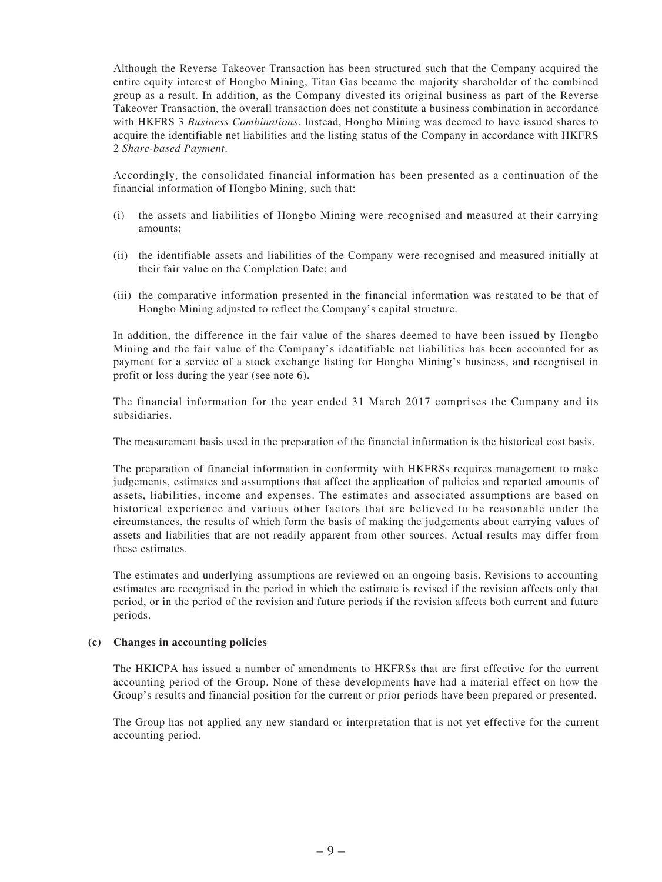Although the Reverse Takeover Transaction has been structured such that the Company acquired the entire equity interest of Hongbo Mining, Titan Gas became the majority shareholder of the combined group as a result. In addition, as the Company divested its original business as part of the Reverse Takeover Transaction, the overall transaction does not constitute a business combination in accordance with HKFRS 3 *Business Combinations*. Instead, Hongbo Mining was deemed to have issued shares to acquire the identifiable net liabilities and the listing status of the Company in accordance with HKFRS 2 *Share-based Payment*.

Accordingly, the consolidated financial information has been presented as a continuation of the financial information of Hongbo Mining, such that:

(i) the assets and liabilities of Hongbo Mining were recognised and measured at their carrying amounts;

(ii) the identifiable assets and liabilities of the Company were recognised and measured initially at their fair value on the Completion Date; and

(iii) the comparative information presented in the financial information was restated to be that of Hongbo Mining adjusted to reflect the Company's capital structure.

In addition, the difference in the fair value of the shares deemed to have been issued by Hongbo Mining and the fair value of the Company's identifiable net liabilities has been accounted for as payment for a service of a stock exchange listing for Hongbo Mining's business, and recognised in profit or loss during the year (see note 6).

The financial information for the year ended 31 March 2017 comprises the Company and its subsidiaries.

The measurement basis used in the preparation of the financial information is the historical cost basis.

The preparation of financial information in conformity with HKFRSs requires management to make judgements, estimates and assumptions that affect the application of policies and reported amounts of assets, liabilities, income and expenses. The estimates and associated assumptions are based on historical experience and various other factors that are believed to be reasonable under the circumstances, the results of which form the basis of making the judgements about carrying values of assets and liabilities that are not readily apparent from other sources. Actual results may differ from these estimates.

The estimates and underlying assumptions are reviewed on an ongoing basis. Revisions to accounting estimates are recognised in the period in which the estimate is revised if the revision affects only that period, or in the period of the revision and future periods if the revision affects both current and future periods.

**(c) Changes in accounting policies**

The HKICPA has issued a number of amendments to HKFRSs that are first effective for the current accounting period of the Group. None of these developments have had a material effect on how the Group's results and financial position for the current or prior periods have been prepared or presented.

The Group has not applied any new standard or interpretation that is not yet effective for the current accounting period.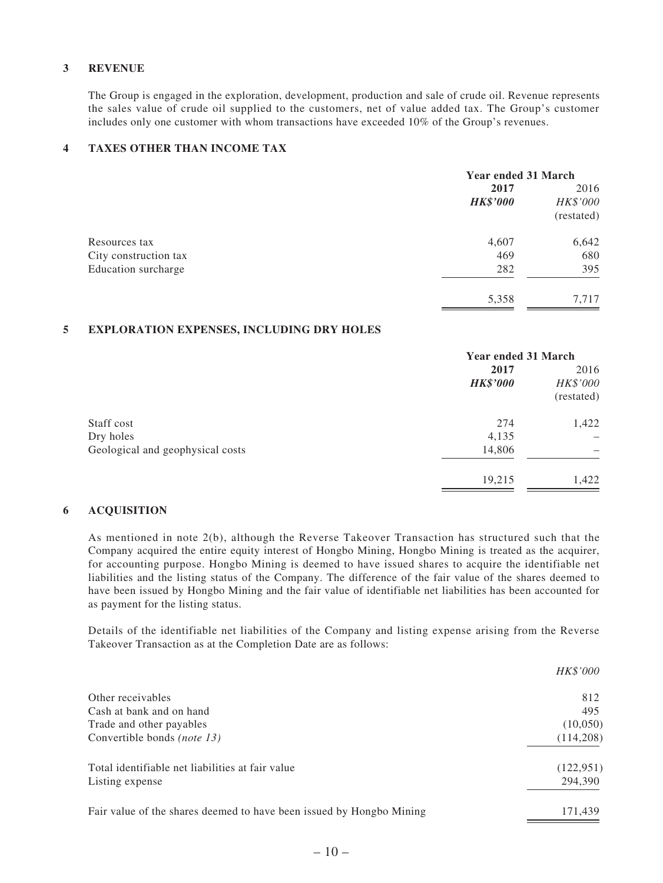## 3 REVENUE

The Group is engaged in the exploration, development, production and sale of crude oil. Revenue represents the sales value of crude oil supplied to the customers, net of value added tax. The Group's customer includes only one customer with whom transactions have exceeded 10% of the Group's revenues.

## 4 TAXES OTHER THAN INCOME TAX

| | Year ended 31 March | |
|---|---|---|
| | **2017** | 2016 |
| | ***HK$'000*** | *HK$'000* |
| | | (restated) |
| Resources tax | 4,607 | 6,642 |
| City construction tax | 469 | 680 |
| Education surcharge | 282 | 395 |
| | 5,358 | 7,717 |

## 5 EXPLORATION EXPENSES, INCLUDING DRY HOLES

| | Year ended 31 March | |
|---|---|---|
| | **2017** | 2016 |
| | ***HK$'000*** | *HK$'000* |
| | | (restated) |
| Staff cost | 274 | 1,422 |
| Dry holes | 4,135 | – |
| Geological and geophysical costs | 14,806 | – |
| | 19,215 | 1,422 |

## 6 ACQUISITION

As mentioned in note 2(b), although the Reverse Takeover Transaction has structured such that the Company acquired the entire equity interest of Hongbo Mining, Hongbo Mining is treated as the acquirer, for accounting purpose. Hongbo Mining is deemed to have issued shares to acquire the identifiable net liabilities and the listing status of the Company. The difference of the fair value of the shares deemed to have been issued by Hongbo Mining and the fair value of identifiable net liabilities has been accounted for as payment for the listing status.

Details of the identifiable net liabilities of the Company and listing expense arising from the Reverse Takeover Transaction as at the Completion Date are as follows:

| | *HK$'000* |
|---|---|
| Other receivables | 812 |
| Cash at bank and on hand | 495 |
| Trade and other payables | (10,050) |
| Convertible bonds *(note 13)* | (114,208) |
| Total identifiable net liabilities at fair value | (122,951) |
| Listing expense | 294,390 |
| Fair value of the shares deemed to have been issued by Hongbo Mining | 171,439 |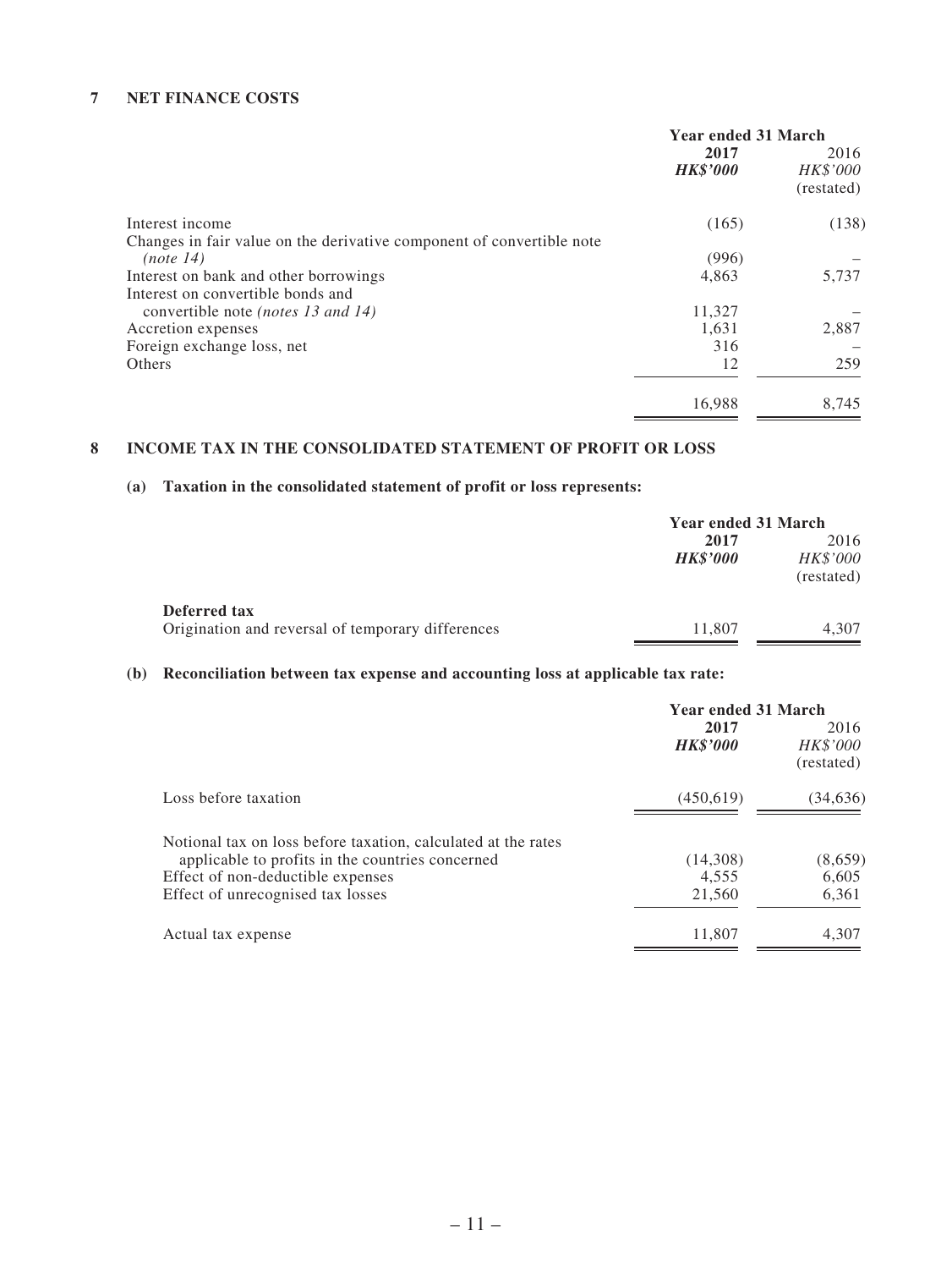## 7 NET FINANCE COSTS

| | Year ended 31 March | |
|---|---|---|
| | **2017** | 2016 |
| | ***HK$'000*** | *HK$'000* |
| | | (restated) |
| Interest income | (165) | (138) |
| Changes in fair value on the derivative component of convertible note *(note 14)* | (996) | – |
| Interest on bank and other borrowings | 4,863 | 5,737 |
| Interest on convertible bonds and convertible note *(notes 13 and 14)* | 11,327 | – |
| Accretion expenses | 1,631 | 2,887 |
| Foreign exchange loss, net | 316 | – |
| Others | 12 | 259 |
| | 16,988 | 8,745 |

## 8 INCOME TAX IN THE CONSOLIDATED STATEMENT OF PROFIT OR LOSS

### (a) Taxation in the consolidated statement of profit or loss represents:

| | Year ended 31 March | |
|---|---|---|
| | **2017** | 2016 |
| | ***HK$'000*** | *HK$'000* |
| | | (restated) |
| **Deferred tax** | | |
| Origination and reversal of temporary differences | 11,807 | 4,307 |

### (b) Reconciliation between tax expense and accounting loss at applicable tax rate:

| | Year ended 31 March | |
|---|---|---|
| | **2017** | 2016 |
| | ***HK$'000*** | *HK$'000* |
| | | (restated) |
| Loss before taxation | (450,619) | (34,636) |
| Notional tax on loss before taxation, calculated at the rates applicable to profits in the countries concerned | (14,308) | (8,659) |
| Effect of non-deductible expenses | 4,555 | 6,605 |
| Effect of unrecognised tax losses | 21,560 | 6,361 |
| Actual tax expense | 11,807 | 4,307 |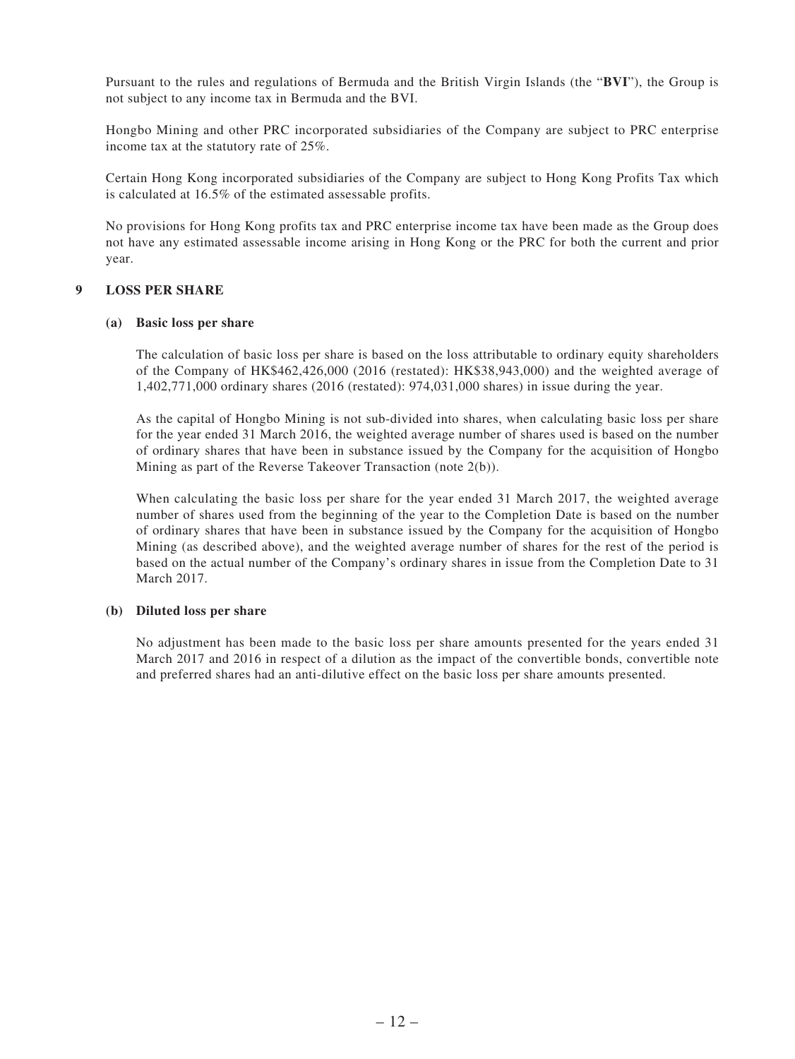Pursuant to the rules and regulations of Bermuda and the British Virgin Islands (the "**BVI**"), the Group is not subject to any income tax in Bermuda and the BVI.

Hongbo Mining and other PRC incorporated subsidiaries of the Company are subject to PRC enterprise income tax at the statutory rate of 25%.

Certain Hong Kong incorporated subsidiaries of the Company are subject to Hong Kong Profits Tax which is calculated at 16.5% of the estimated assessable profits.

No provisions for Hong Kong profits tax and PRC enterprise income tax have been made as the Group does not have any estimated assessable income arising in Hong Kong or the PRC for both the current and prior year.

## 9 LOSS PER SHARE

### (a) Basic loss per share

The calculation of basic loss per share is based on the loss attributable to ordinary equity shareholders of the Company of HK$462,426,000 (2016 (restated): HK$38,943,000) and the weighted average of 1,402,771,000 ordinary shares (2016 (restated): 974,031,000 shares) in issue during the year.

As the capital of Hongbo Mining is not sub-divided into shares, when calculating basic loss per share for the year ended 31 March 2016, the weighted average number of shares used is based on the number of ordinary shares that have been in substance issued by the Company for the acquisition of Hongbo Mining as part of the Reverse Takeover Transaction (note 2(b)).

When calculating the basic loss per share for the year ended 31 March 2017, the weighted average number of shares used from the beginning of the year to the Completion Date is based on the number of ordinary shares that have been in substance issued by the Company for the acquisition of Hongbo Mining (as described above), and the weighted average number of shares for the rest of the period is based on the actual number of the Company's ordinary shares in issue from the Completion Date to 31 March 2017.

### (b) Diluted loss per share

No adjustment has been made to the basic loss per share amounts presented for the years ended 31 March 2017 and 2016 in respect of a dilution as the impact of the convertible bonds, convertible note and preferred shares had an anti-dilutive effect on the basic loss per share amounts presented.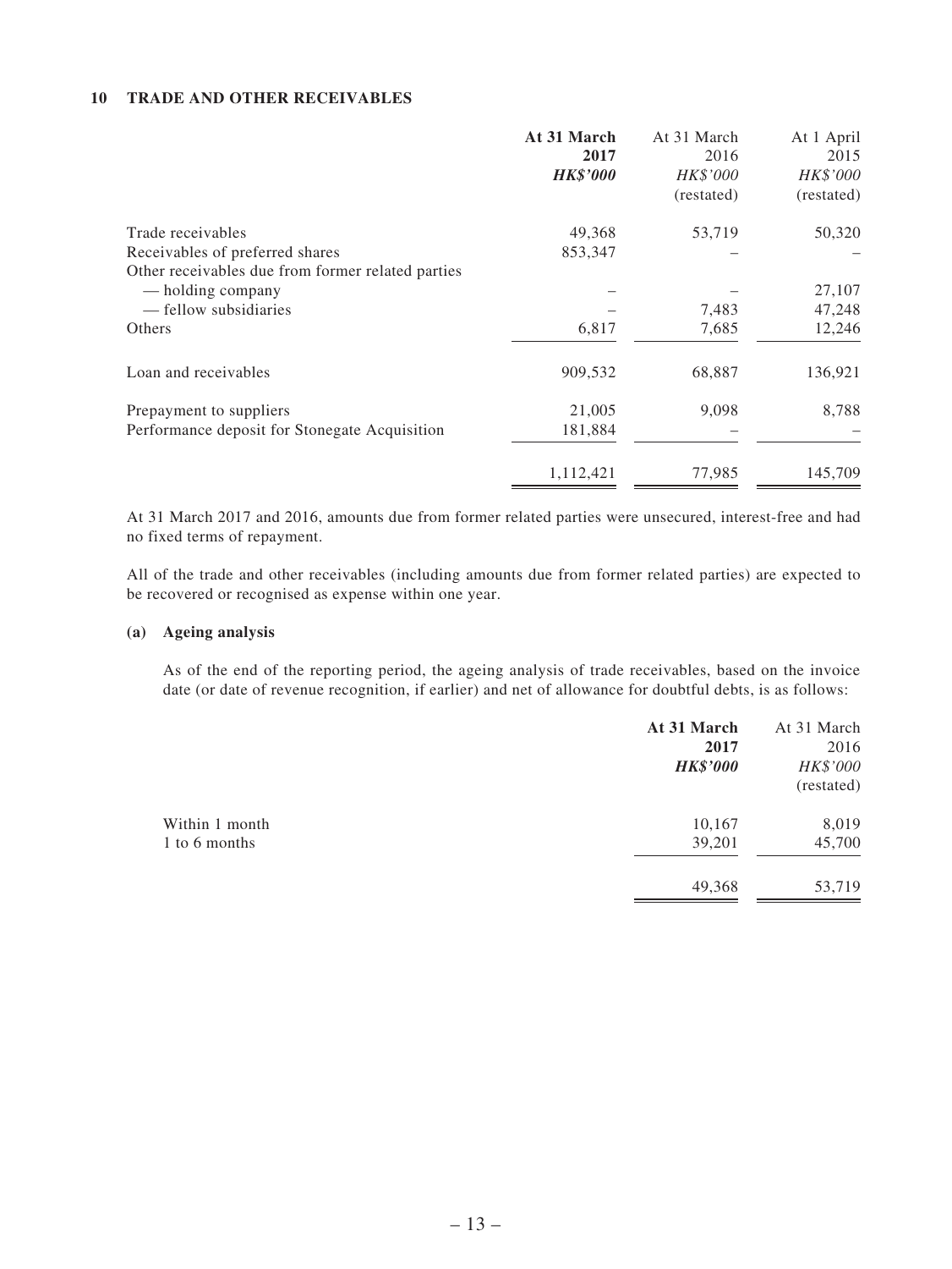## 10 TRADE AND OTHER RECEIVABLES

| | **At 31 March 2017** | At 31 March 2016 | At 1 April 2015 |
|---|---|---|---|
| | ***HK$'000*** | *HK$'000* (restated) | *HK$'000* (restated) |
| Trade receivables | 49,368 | 53,719 | 50,320 |
| Receivables of preferred shares | 853,347 | – | – |
| Other receivables due from former related parties | | | |
| — holding company | – | – | 27,107 |
| — fellow subsidiaries | – | 7,483 | 47,248 |
| Others | 6,817 | 7,685 | 12,246 |
| Loan and receivables | 909,532 | 68,887 | 136,921 |
| Prepayment to suppliers | 21,005 | 9,098 | 8,788 |
| Performance deposit for Stonegate Acquisition | 181,884 | – | – |
| | 1,112,421 | 77,985 | 145,709 |

At 31 March 2017 and 2016, amounts due from former related parties were unsecured, interest-free and had no fixed terms of repayment.

All of the trade and other receivables (including amounts due from former related parties) are expected to be recovered or recognised as expense within one year.

### (a) Ageing analysis

As of the end of the reporting period, the ageing analysis of trade receivables, based on the invoice date (or date of revenue recognition, if earlier) and net of allowance for doubtful debts, is as follows:

| | **At 31 March 2017** | At 31 March 2016 |
|---|---|---|
| | ***HK$'000*** | *HK$'000* (restated) |
| Within 1 month | 10,167 | 8,019 |
| 1 to 6 months | 39,201 | 45,700 |
| | 49,368 | 53,719 |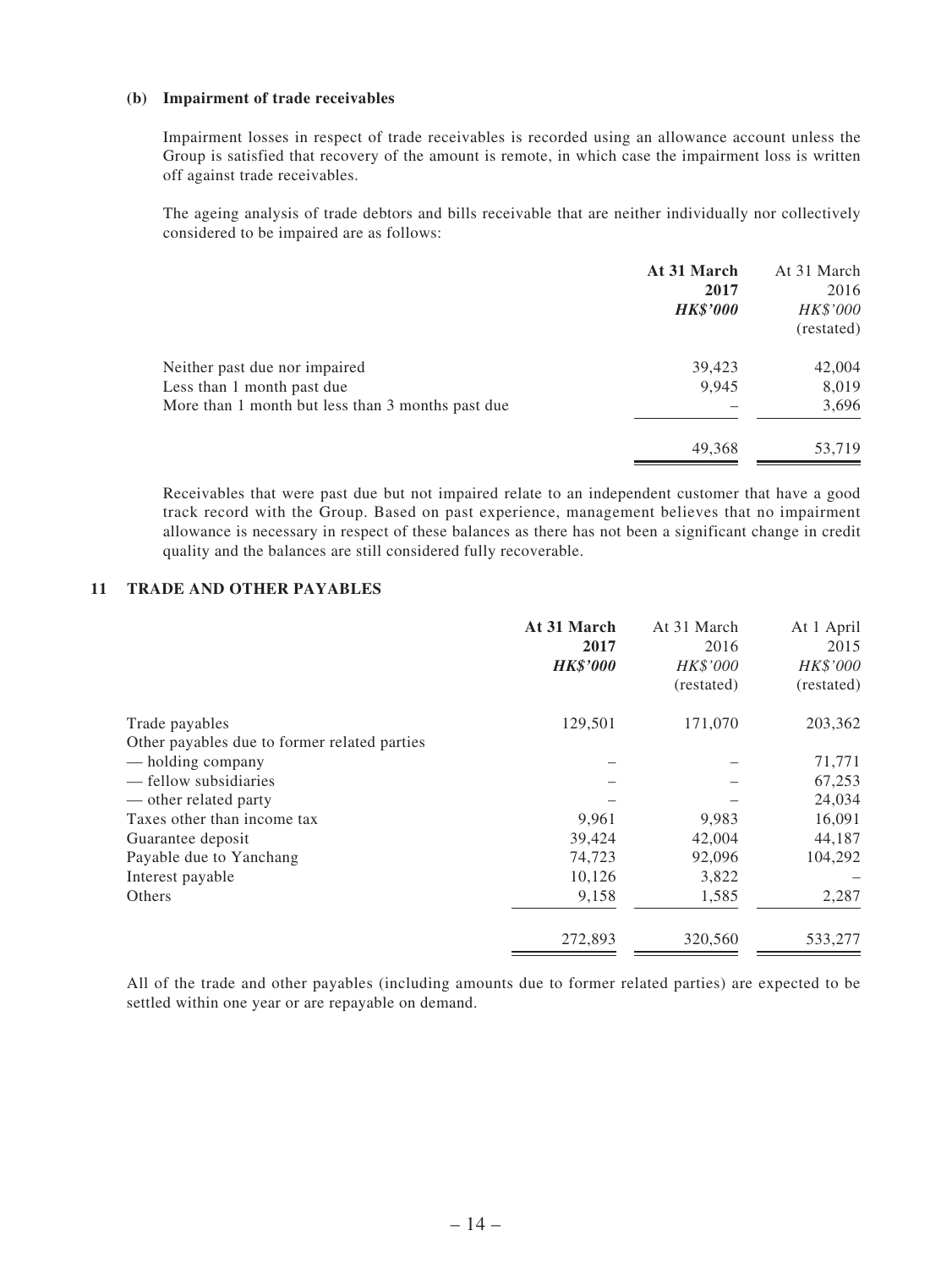**(b) Impairment of trade receivables**

Impairment losses in respect of trade receivables is recorded using an allowance account unless the Group is satisfied that recovery of the amount is remote, in which case the impairment loss is written off against trade receivables.

The ageing analysis of trade debtors and bills receivable that are neither individually nor collectively considered to be impaired are as follows:

| | **At 31 March 2017** ***HK$'000*** | At 31 March 2016 *HK$'000* (restated) |
|---|---|---|
| Neither past due nor impaired | 39,423 | 42,004 |
| Less than 1 month past due | 9,945 | 8,019 |
| More than 1 month but less than 3 months past due | – | 3,696 |
| | 49,368 | 53,719 |

Receivables that were past due but not impaired relate to an independent customer that have a good track record with the Group. Based on past experience, management believes that no impairment allowance is necessary in respect of these balances as there has not been a significant change in credit quality and the balances are still considered fully recoverable.

## 11 TRADE AND OTHER PAYABLES

| | **At 31 March 2017** ***HK$'000*** | At 31 March 2016 *HK$'000* (restated) | At 1 April 2015 *HK$'000* (restated) |
|---|---|---|---|
| Trade payables | 129,501 | 171,070 | 203,362 |
| Other payables due to former related parties | | | |
| — holding company | – | – | 71,771 |
| — fellow subsidiaries | – | – | 67,253 |
| — other related party | – | – | 24,034 |
| Taxes other than income tax | 9,961 | 9,983 | 16,091 |
| Guarantee deposit | 39,424 | 42,004 | 44,187 |
| Payable due to Yanchang | 74,723 | 92,096 | 104,292 |
| Interest payable | 10,126 | 3,822 | – |
| Others | 9,158 | 1,585 | 2,287 |
| | 272,893 | 320,560 | 533,277 |

All of the trade and other payables (including amounts due to former related parties) are expected to be settled within one year or are repayable on demand.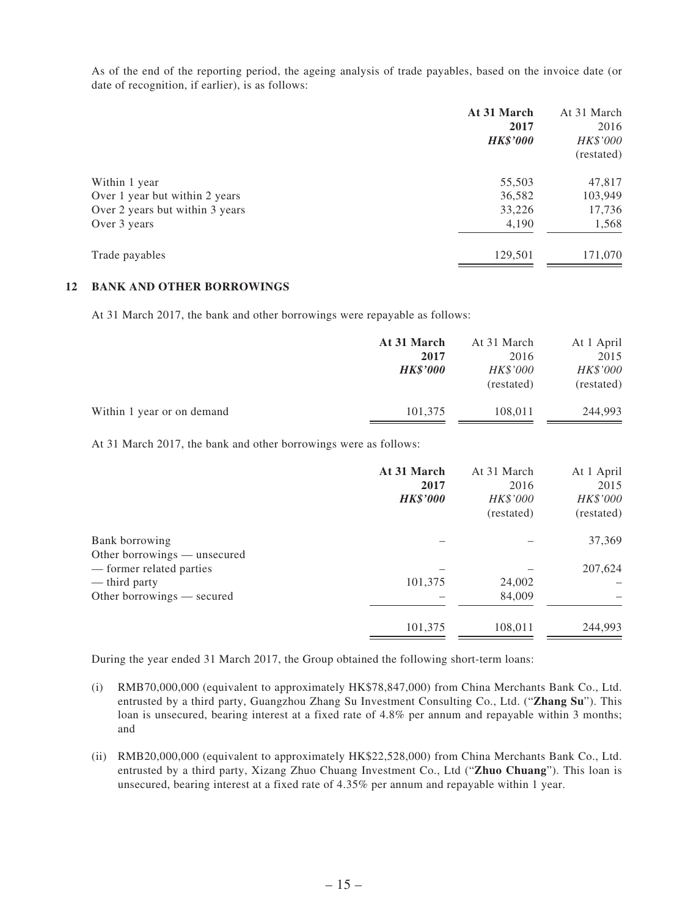As of the end of the reporting period, the ageing analysis of trade payables, based on the invoice date (or date of recognition, if earlier), is as follows:

| | **At 31 March 2017** | At 31 March 2016 |
|---|---|---|
| | ***HK$'000*** | *HK$'000* (restated) |
| Within 1 year | 55,503 | 47,817 |
| Over 1 year but within 2 years | 36,582 | 103,949 |
| Over 2 years but within 3 years | 33,226 | 17,736 |
| Over 3 years | 4,190 | 1,568 |
| Trade payables | 129,501 | 171,070 |

## 12 BANK AND OTHER BORROWINGS

At 31 March 2017, the bank and other borrowings were repayable as follows:

| | **At 31 March 2017** | At 31 March 2016 | At 1 April 2015 |
|---|---|---|---|
| | ***HK$'000*** | *HK$'000* (restated) | *HK$'000* (restated) |
| Within 1 year or on demand | 101,375 | 108,011 | 244,993 |

At 31 March 2017, the bank and other borrowings were as follows:

| | **At 31 March 2017** | At 31 March 2016 | At 1 April 2015 |
|---|---|---|---|
| | ***HK$'000*** | *HK$'000* (restated) | *HK$'000* (restated) |
| Bank borrowing | – | – | 37,369 |
| Other borrowings — unsecured | | | |
| — former related parties | – | – | 207,624 |
| — third party | 101,375 | 24,002 | – |
| Other borrowings — secured | – | 84,009 | – |
| | 101,375 | 108,011 | 244,993 |

During the year ended 31 March 2017, the Group obtained the following short-term loans:

(i) RMB70,000,000 (equivalent to approximately HK$78,847,000) from China Merchants Bank Co., Ltd. entrusted by a third party, Guangzhou Zhang Su Investment Consulting Co., Ltd. ("**Zhang Su**"). This loan is unsecured, bearing interest at a fixed rate of 4.8% per annum and repayable within 3 months; and

(ii) RMB20,000,000 (equivalent to approximately HK$22,528,000) from China Merchants Bank Co., Ltd. entrusted by a third party, Xizang Zhuo Chuang Investment Co., Ltd ("**Zhuo Chuang**"). This loan is unsecured, bearing interest at a fixed rate of 4.35% per annum and repayable within 1 year.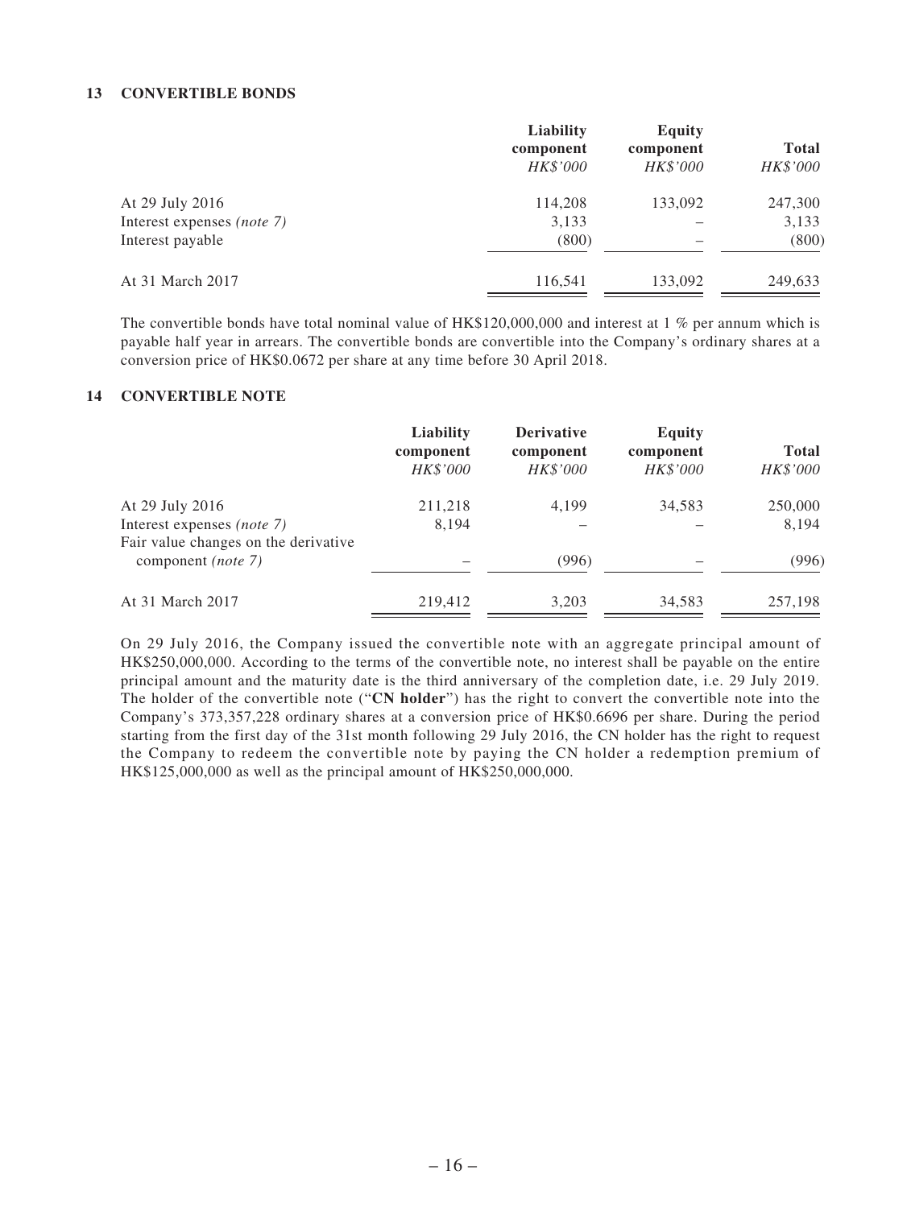## 13 CONVERTIBLE BONDS

| | Liability component *HK$'000* | Equity component *HK$'000* | Total *HK$'000* |
|---|---|---|---|
| At 29 July 2016 | 114,208 | 133,092 | 247,300 |
| Interest expenses *(note 7)* | 3,133 | – | 3,133 |
| Interest payable | (800) | – | (800) |
| At 31 March 2017 | 116,541 | 133,092 | 249,633 |

The convertible bonds have total nominal value of HK$120,000,000 and interest at 1 % per annum which is payable half year in arrears. The convertible bonds are convertible into the Company's ordinary shares at a conversion price of HK$0.0672 per share at any time before 30 April 2018.

## 14 CONVERTIBLE NOTE

| | Liability component *HK$'000* | Derivative component *HK$'000* | Equity component *HK$'000* | Total *HK$'000* |
|---|---|---|---|---|
| At 29 July 2016 | 211,218 | 4,199 | 34,583 | 250,000 |
| Interest expenses *(note 7)* | 8,194 | – | – | 8,194 |
| Fair value changes on the derivative component *(note 7)* | – | (996) | – | (996) |
| At 31 March 2017 | 219,412 | 3,203 | 34,583 | 257,198 |

On 29 July 2016, the Company issued the convertible note with an aggregate principal amount of HK$250,000,000. According to the terms of the convertible note, no interest shall be payable on the entire principal amount and the maturity date is the third anniversary of the completion date, i.e. 29 July 2019. The holder of the convertible note ("**CN holder**") has the right to convert the convertible note into the Company's 373,357,228 ordinary shares at a conversion price of HK$0.6696 per share. During the period starting from the first day of the 31st month following 29 July 2016, the CN holder has the right to request the Company to redeem the convertible note by paying the CN holder a redemption premium of HK$125,000,000 as well as the principal amount of HK$250,000,000.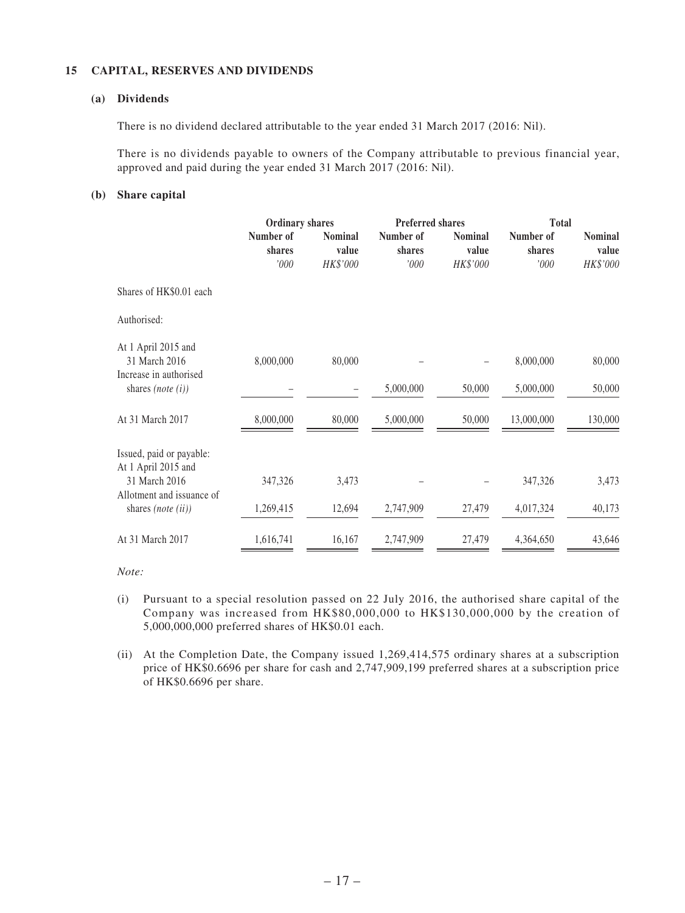## 15 CAPITAL, RESERVES AND DIVIDENDS

### (a) Dividends

There is no dividend declared attributable to the year ended 31 March 2017 (2016: Nil).

There is no dividends payable to owners of the Company attributable to previous financial year, approved and paid during the year ended 31 March 2017 (2016: Nil).

### (b) Share capital

| | Ordinary shares | | Preferred shares | | Total | |
|---|---|---|---|---|---|---|
| | Number of shares | Nominal value | Number of shares | Nominal value | Number of shares | Nominal value |
| | *'000* | *HK$'000* | *'000* | *HK$'000* | *'000* | *HK$'000* |
| Shares of HK$0.01 each | | | | | | |
| Authorised: | | | | | | |
| At 1 April 2015 and 31 March 2016 | 8,000,000 | 80,000 | – | – | 8,000,000 | 80,000 |
| Increase in authorised shares *(note (i))* | – | – | 5,000,000 | 50,000 | 5,000,000 | 50,000 |
| At 31 March 2017 | 8,000,000 | 80,000 | 5,000,000 | 50,000 | 13,000,000 | 130,000 |
| Issued, paid or payable: At 1 April 2015 and 31 March 2016 | 347,326 | 3,473 | – | – | 347,326 | 3,473 |
| Allotment and issuance of shares *(note (ii))* | 1,269,415 | 12,694 | 2,747,909 | 27,479 | 4,017,324 | 40,173 |
| At 31 March 2017 | 1,616,741 | 16,167 | 2,747,909 | 27,479 | 4,364,650 | 43,646 |

*Note:*

(i) Pursuant to a special resolution passed on 22 July 2016, the authorised share capital of the Company was increased from HK$80,000,000 to HK$130,000,000 by the creation of 5,000,000,000 preferred shares of HK$0.01 each.

(ii) At the Completion Date, the Company issued 1,269,414,575 ordinary shares at a subscription price of HK$0.6696 per share for cash and 2,747,909,199 preferred shares at a subscription price of HK$0.6696 per share.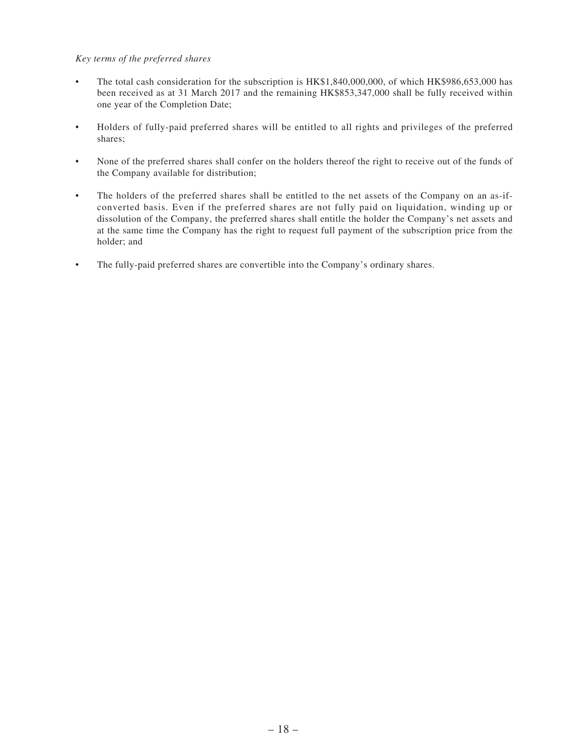*Key terms of the preferred shares*

- The total cash consideration for the subscription is HK$1,840,000,000, of which HK$986,653,000 has been received as at 31 March 2017 and the remaining HK$853,347,000 shall be fully received within one year of the Completion Date;
- Holders of fully-paid preferred shares will be entitled to all rights and privileges of the preferred shares;
- None of the preferred shares shall confer on the holders thereof the right to receive out of the funds of the Company available for distribution;
- The holders of the preferred shares shall be entitled to the net assets of the Company on an as-if-converted basis. Even if the preferred shares are not fully paid on liquidation, winding up or dissolution of the Company, the preferred shares shall entitle the holder the Company's net assets and at the same time the Company has the right to request full payment of the subscription price from the holder; and
- The fully-paid preferred shares are convertible into the Company's ordinary shares.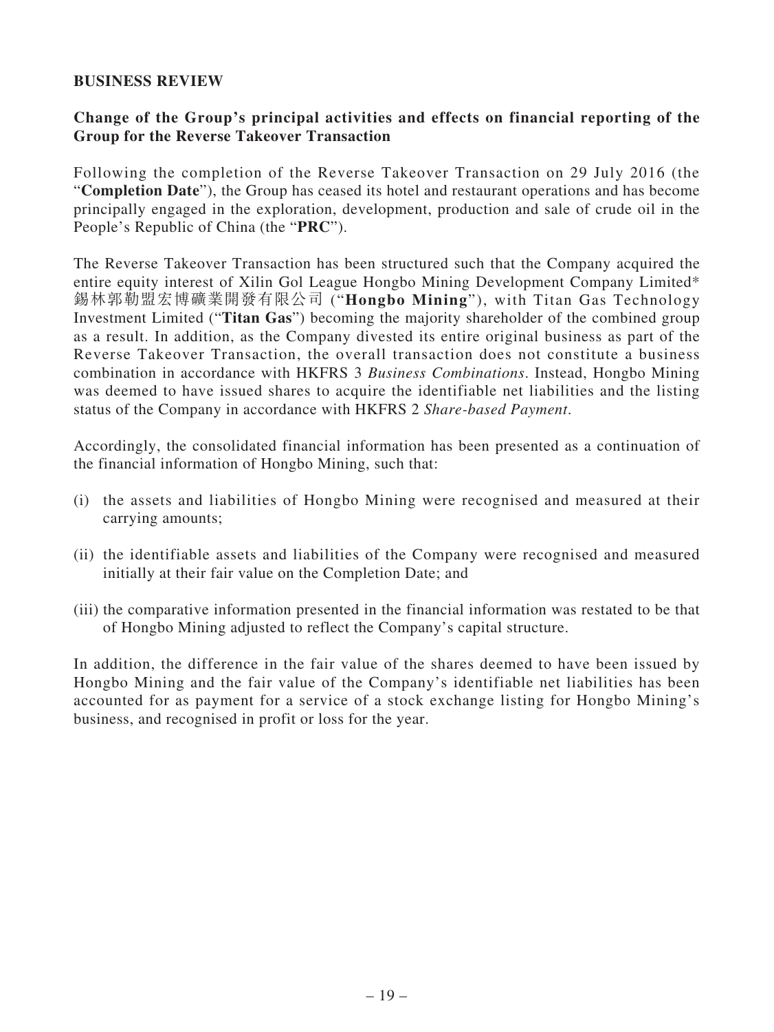## BUSINESS REVIEW

### Change of the Group's principal activities and effects on financial reporting of the Group for the Reverse Takeover Transaction

Following the completion of the Reverse Takeover Transaction on 29 July 2016 (the "**Completion Date**"), the Group has ceased its hotel and restaurant operations and has become principally engaged in the exploration, development, production and sale of crude oil in the People's Republic of China (the "**PRC**").

The Reverse Takeover Transaction has been structured such that the Company acquired the entire equity interest of Xilin Gol League Hongbo Mining Development Company Limited* 錫林郭勒盟宏博礦業開發有限公司 ("**Hongbo Mining**"), with Titan Gas Technology Investment Limited ("**Titan Gas**") becoming the majority shareholder of the combined group as a result. In addition, as the Company divested its entire original business as part of the Reverse Takeover Transaction, the overall transaction does not constitute a business combination in accordance with HKFRS 3 *Business Combinations*. Instead, Hongbo Mining was deemed to have issued shares to acquire the identifiable net liabilities and the listing status of the Company in accordance with HKFRS 2 *Share-based Payment*.

Accordingly, the consolidated financial information has been presented as a continuation of the financial information of Hongbo Mining, such that:

(i) the assets and liabilities of Hongbo Mining were recognised and measured at their carrying amounts;

(ii) the identifiable assets and liabilities of the Company were recognised and measured initially at their fair value on the Completion Date; and

(iii) the comparative information presented in the financial information was restated to be that of Hongbo Mining adjusted to reflect the Company's capital structure.

In addition, the difference in the fair value of the shares deemed to have been issued by Hongbo Mining and the fair value of the Company's identifiable net liabilities has been accounted for as payment for a service of a stock exchange listing for Hongbo Mining's business, and recognised in profit or loss for the year.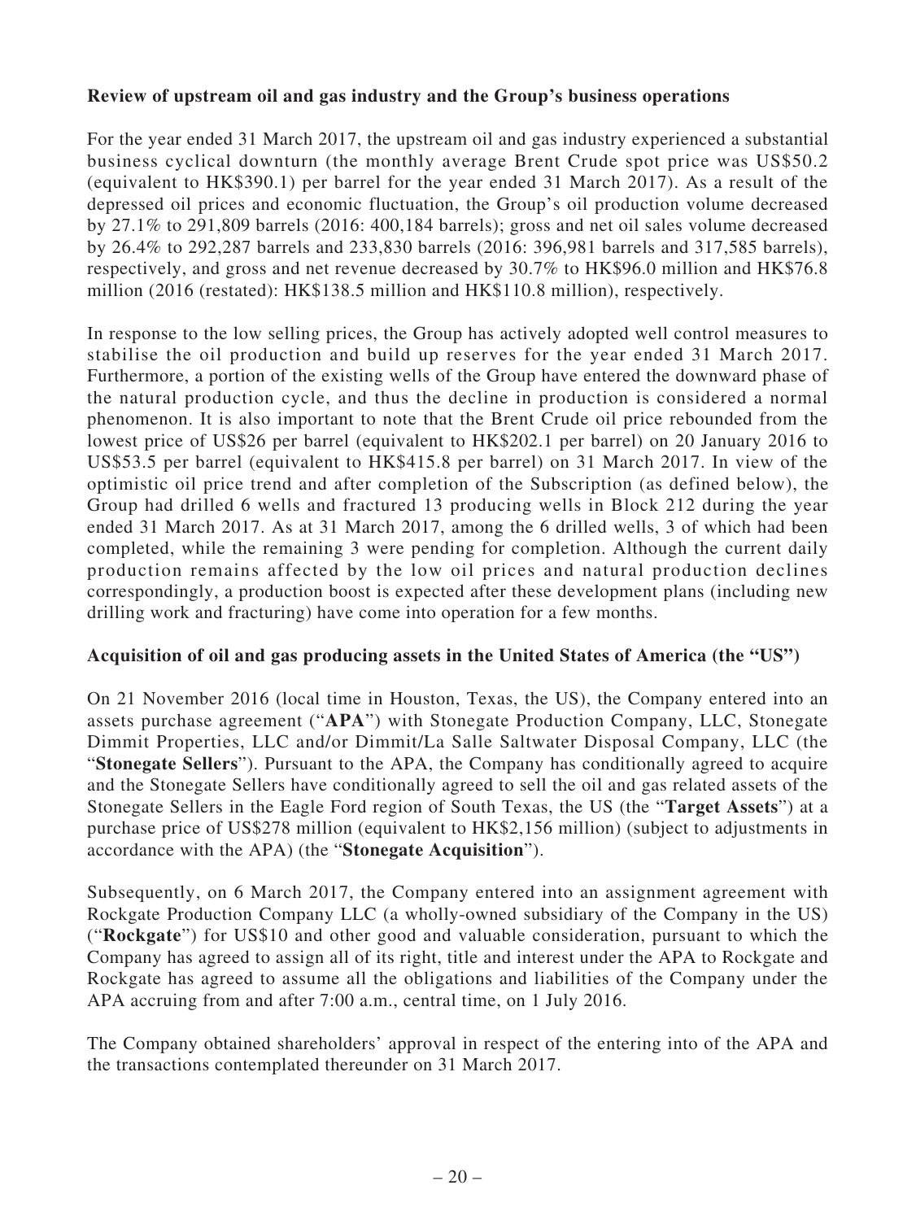**Review of upstream oil and gas industry and the Group's business operations**

For the year ended 31 March 2017, the upstream oil and gas industry experienced a substantial business cyclical downturn (the monthly average Brent Crude spot price was US$50.2 (equivalent to HK$390.1) per barrel for the year ended 31 March 2017). As a result of the depressed oil prices and economic fluctuation, the Group's oil production volume decreased by 27.1% to 291,809 barrels (2016: 400,184 barrels); gross and net oil sales volume decreased by 26.4% to 292,287 barrels and 233,830 barrels (2016: 396,981 barrels and 317,585 barrels), respectively, and gross and net revenue decreased by 30.7% to HK$96.0 million and HK$76.8 million (2016 (restated): HK$138.5 million and HK$110.8 million), respectively.

In response to the low selling prices, the Group has actively adopted well control measures to stabilise the oil production and build up reserves for the year ended 31 March 2017. Furthermore, a portion of the existing wells of the Group have entered the downward phase of the natural production cycle, and thus the decline in production is considered a normal phenomenon. It is also important to note that the Brent Crude oil price rebounded from the lowest price of US$26 per barrel (equivalent to HK$202.1 per barrel) on 20 January 2016 to US$53.5 per barrel (equivalent to HK$415.8 per barrel) on 31 March 2017. In view of the optimistic oil price trend and after completion of the Subscription (as defined below), the Group had drilled 6 wells and fractured 13 producing wells in Block 212 during the year ended 31 March 2017. As at 31 March 2017, among the 6 drilled wells, 3 of which had been completed, while the remaining 3 were pending for completion. Although the current daily production remains affected by the low oil prices and natural production declines correspondingly, a production boost is expected after these development plans (including new drilling work and fracturing) have come into operation for a few months.

**Acquisition of oil and gas producing assets in the United States of America (the "US")**

On 21 November 2016 (local time in Houston, Texas, the US), the Company entered into an assets purchase agreement ("**APA**") with Stonegate Production Company, LLC, Stonegate Dimmit Properties, LLC and/or Dimmit/La Salle Saltwater Disposal Company, LLC (the "**Stonegate Sellers**"). Pursuant to the APA, the Company has conditionally agreed to acquire and the Stonegate Sellers have conditionally agreed to sell the oil and gas related assets of the Stonegate Sellers in the Eagle Ford region of South Texas, the US (the "**Target Assets**") at a purchase price of US$278 million (equivalent to HK$2,156 million) (subject to adjustments in accordance with the APA) (the "**Stonegate Acquisition**").

Subsequently, on 6 March 2017, the Company entered into an assignment agreement with Rockgate Production Company LLC (a wholly-owned subsidiary of the Company in the US) ("**Rockgate**") for US$10 and other good and valuable consideration, pursuant to which the Company has agreed to assign all of its right, title and interest under the APA to Rockgate and Rockgate has agreed to assume all the obligations and liabilities of the Company under the APA accruing from and after 7:00 a.m., central time, on 1 July 2016.

The Company obtained shareholders' approval in respect of the entering into of the APA and the transactions contemplated thereunder on 31 March 2017.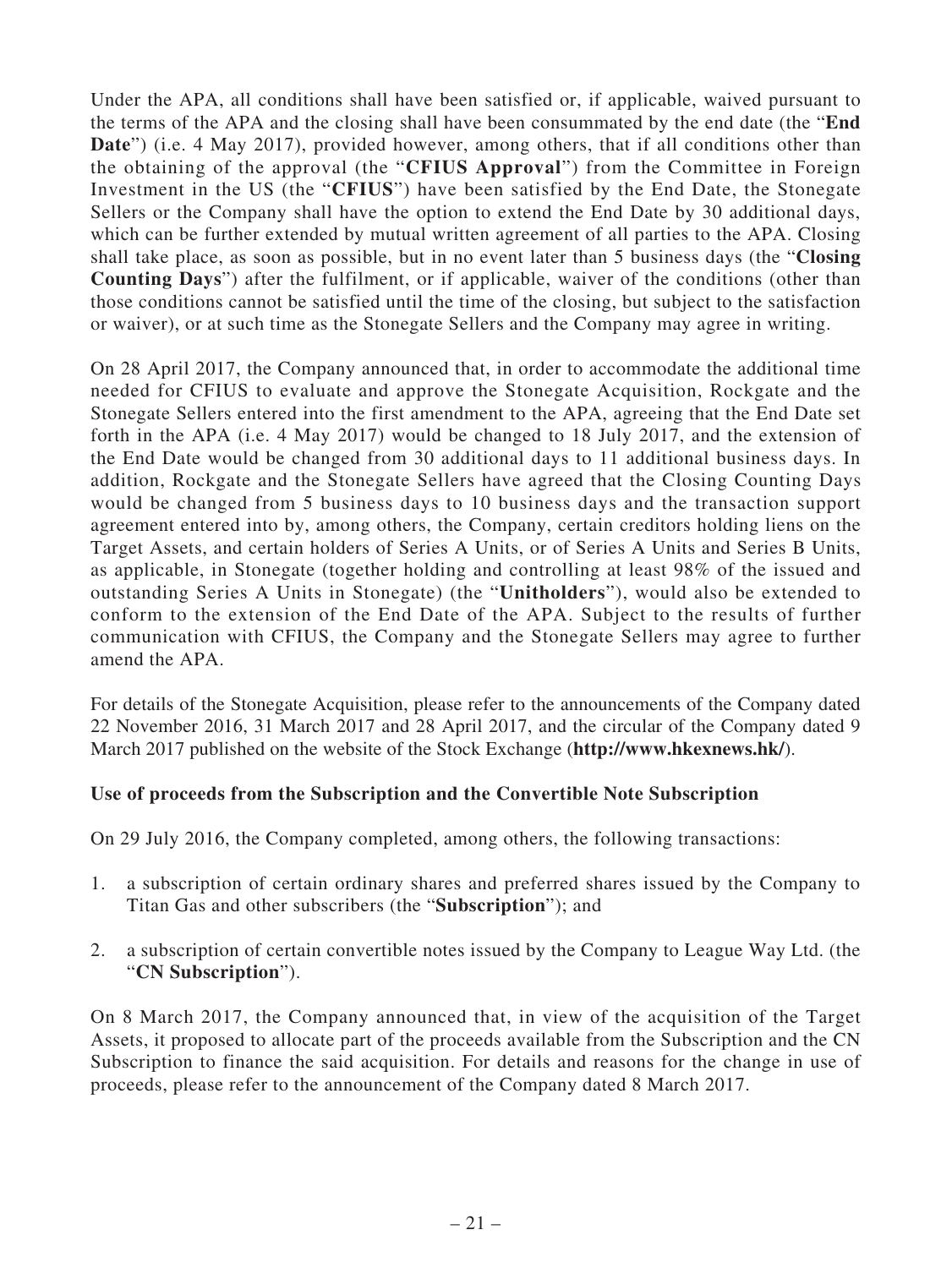Under the APA, all conditions shall have been satisfied or, if applicable, waived pursuant to the terms of the APA and the closing shall have been consummated by the end date (the "**End Date**") (i.e. 4 May 2017), provided however, among others, that if all conditions other than the obtaining of the approval (the "**CFIUS Approval**") from the Committee in Foreign Investment in the US (the "**CFIUS**") have been satisfied by the End Date, the Stonegate Sellers or the Company shall have the option to extend the End Date by 30 additional days, which can be further extended by mutual written agreement of all parties to the APA. Closing shall take place, as soon as possible, but in no event later than 5 business days (the "**Closing Counting Days**") after the fulfilment, or if applicable, waiver of the conditions (other than those conditions cannot be satisfied until the time of the closing, but subject to the satisfaction or waiver), or at such time as the Stonegate Sellers and the Company may agree in writing.

On 28 April 2017, the Company announced that, in order to accommodate the additional time needed for CFIUS to evaluate and approve the Stonegate Acquisition, Rockgate and the Stonegate Sellers entered into the first amendment to the APA, agreeing that the End Date set forth in the APA (i.e. 4 May 2017) would be changed to 18 July 2017, and the extension of the End Date would be changed from 30 additional days to 11 additional business days. In addition, Rockgate and the Stonegate Sellers have agreed that the Closing Counting Days would be changed from 5 business days to 10 business days and the transaction support agreement entered into by, among others, the Company, certain creditors holding liens on the Target Assets, and certain holders of Series A Units, or of Series A Units and Series B Units, as applicable, in Stonegate (together holding and controlling at least 98% of the issued and outstanding Series A Units in Stonegate) (the "**Unitholders**"), would also be extended to conform to the extension of the End Date of the APA. Subject to the results of further communication with CFIUS, the Company and the Stonegate Sellers may agree to further amend the APA.

For details of the Stonegate Acquisition, please refer to the announcements of the Company dated 22 November 2016, 31 March 2017 and 28 April 2017, and the circular of the Company dated 9 March 2017 published on the website of the Stock Exchange (**http://www.hkexnews.hk/**).

**Use of proceeds from the Subscription and the Convertible Note Subscription**

On 29 July 2016, the Company completed, among others, the following transactions:

1. a subscription of certain ordinary shares and preferred shares issued by the Company to Titan Gas and other subscribers (the "**Subscription**"); and

2. a subscription of certain convertible notes issued by the Company to League Way Ltd. (the "**CN Subscription**").

On 8 March 2017, the Company announced that, in view of the acquisition of the Target Assets, it proposed to allocate part of the proceeds available from the Subscription and the CN Subscription to finance the said acquisition. For details and reasons for the change in use of proceeds, please refer to the announcement of the Company dated 8 March 2017.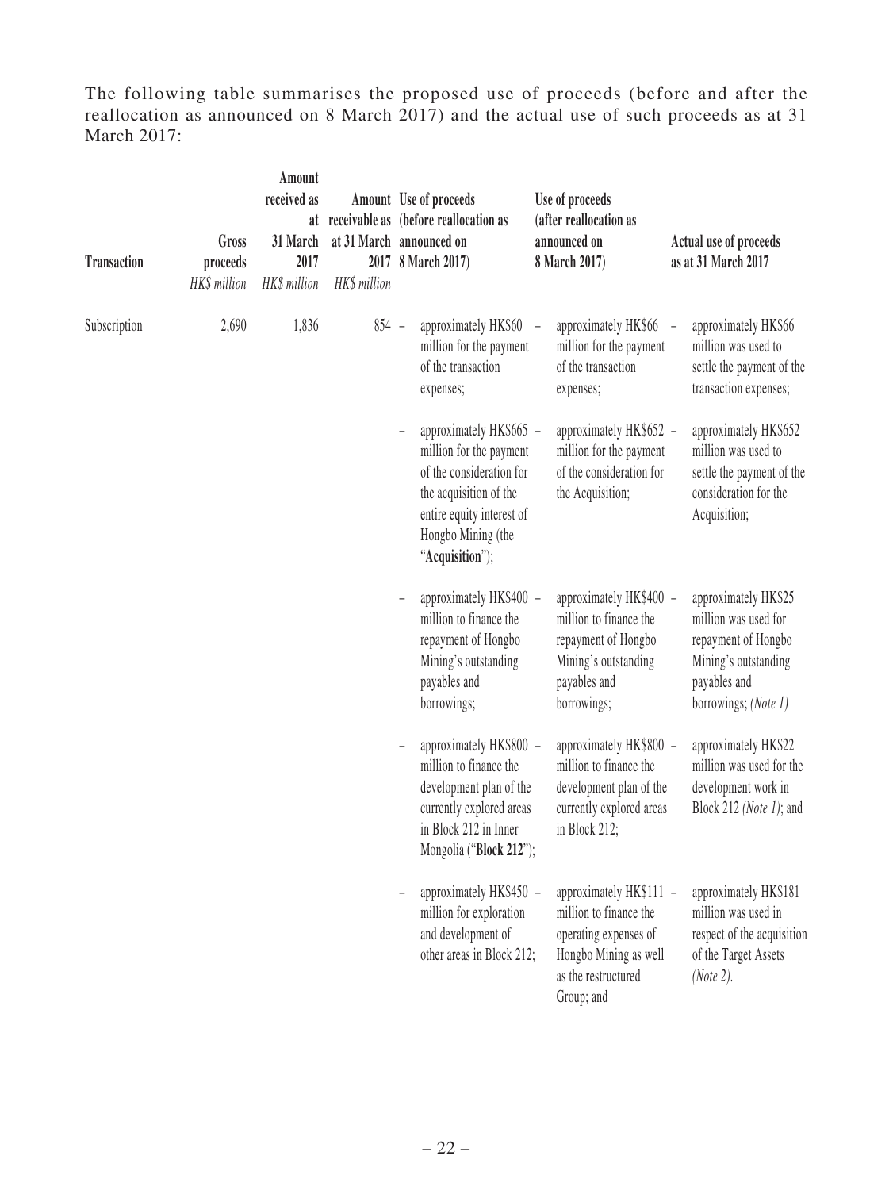The following table summarises the proposed use of proceeds (before and after the reallocation as announced on 8 March 2017) and the actual use of such proceeds as at 31 March 2017:

| Transaction | Gross proceeds | Amount received as at 31 March 2017 | Amount receivable as at 31 March 2017 | Use of proceeds (before reallocation as announced on 8 March 2017) | Use of proceeds (after reallocation as announced on 8 March 2017) | Actual use of proceeds as at 31 March 2017 |
|---|---|---|---|---|---|---|
| | *HK$ million* | *HK$ million* | *HK$ million* | | | |
| Subscription | 2,690 | 1,836 | 854 | – approximately HK$60 million for the payment of the transaction expenses; | – approximately HK$66 million for the payment of the transaction expenses; | – approximately HK$66 million was used to settle the payment of the transaction expenses; |
| | | | | – approximately HK$665 million for the payment of the consideration for the acquisition of the entire equity interest of Hongbo Mining (the "**Acquisition**"); | – approximately HK$652 million for the payment of the consideration for the Acquisition; | – approximately HK$652 million was used to settle the payment of the consideration for the Acquisition; |
| | | | | – approximately HK$400 million to finance the repayment of Hongbo Mining's outstanding payables and borrowings; | – approximately HK$400 million to finance the repayment of Hongbo Mining's outstanding payables and borrowings; | – approximately HK$25 million was used for repayment of Hongbo Mining's outstanding payables and borrowings; *(Note 1)* |
| | | | | – approximately HK$800 million to finance the development plan of the currently explored areas in Block 212 in Inner Mongolia ("**Block 212**"); | – approximately HK$800 million to finance the development plan of the currently explored areas in Block 212; | – approximately HK$22 million was used for the development work in Block 212 *(Note 1)*; and |
| | | | | – approximately HK$450 million for exploration and development of other areas in Block 212; | – approximately HK$111 million to finance the operating expenses of Hongbo Mining as well as the restructured Group; and | – approximately HK$181 million was used in respect of the acquisition of the Target Assets *(Note 2)*. |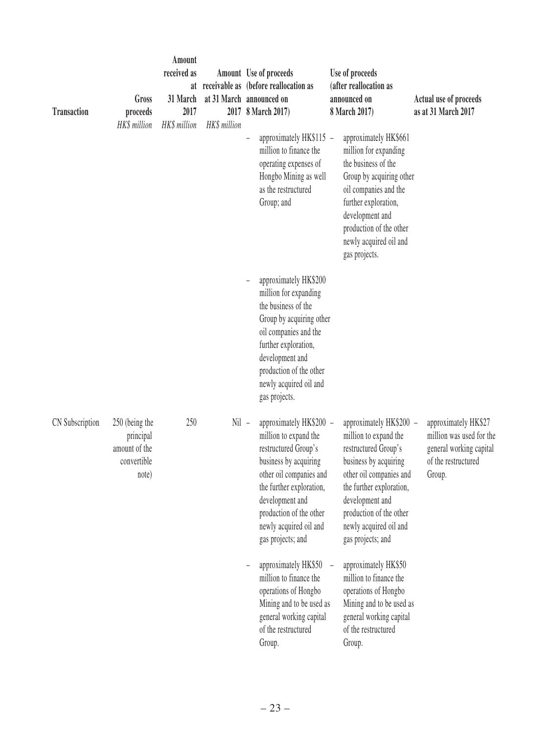| Transaction | Gross proceeds | Amount received as at 31 March 2017 | Amount receivable as at 31 March 2017 | Use of proceeds (before reallocation as announced on 8 March 2017) | Use of proceeds (after reallocation as announced on 8 March 2017) | Actual use of proceeds as at 31 March 2017 |
|---|---|---|---|---|---|---|
| | *HK$ million* | *HK$ million* | *HK$ million* | | | |
| | | | | – approximately HK$115 million to finance the operating expenses of Hongbo Mining as well as the restructured Group; and | – approximately HK$661 million for expanding the business of the Group by acquiring other oil companies and the further exploration, development and production of the other newly acquired oil and gas projects. | |
| | | | | – approximately HK$200 million for expanding the business of the Group by acquiring other oil companies and the further exploration, development and production of the other newly acquired oil and gas projects. | | |
| CN Subscription | 250 (being the principal amount of the convertible note) | 250 | Nil | – approximately HK$200 million to expand the restructured Group's business by acquiring other oil companies and the further exploration, development and production of the other newly acquired oil and gas projects; and | – approximately HK$200 million to expand the restructured Group's business by acquiring other oil companies and the further exploration, development and production of the other newly acquired oil and gas projects; and | – approximately HK$27 million was used for the general working capital of the restructured Group. |
| | | | | – approximately HK$50 million to finance the operations of Hongbo Mining and to be used as general working capital of the restructured Group. | – approximately HK$50 million to finance the operations of Hongbo Mining and to be used as general working capital of the restructured Group. | |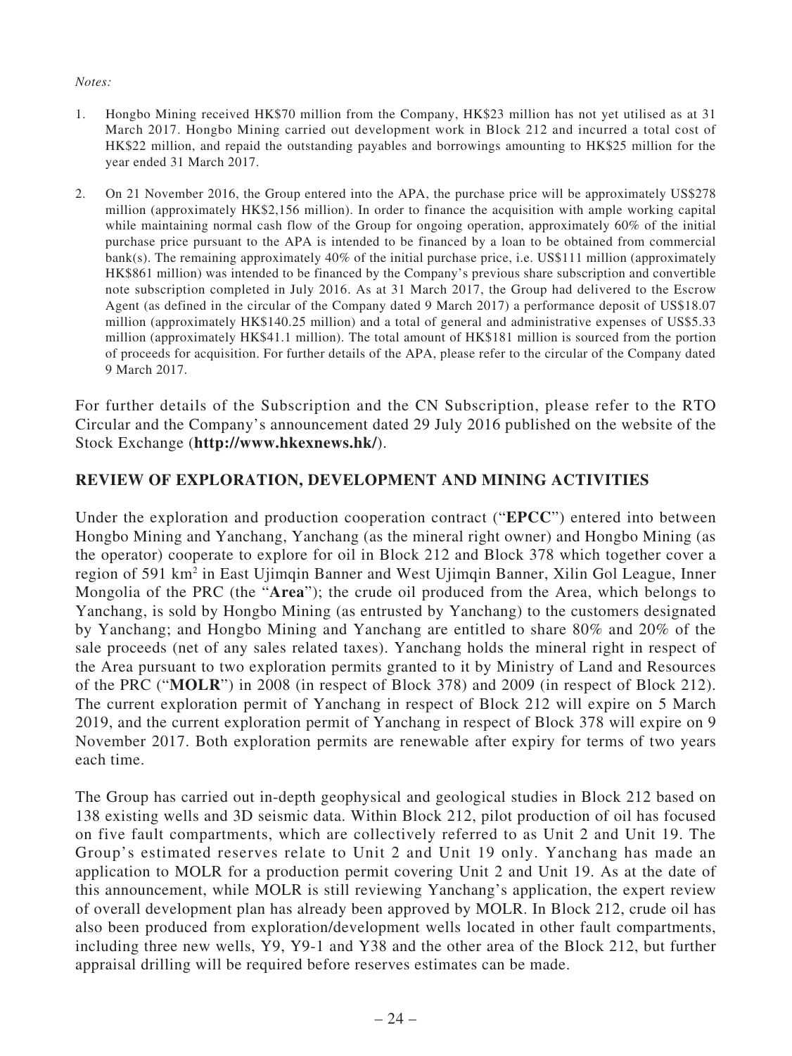*Notes:*

1. Hongbo Mining received HK$70 million from the Company, HK$23 million has not yet utilised as at 31 March 2017. Hongbo Mining carried out development work in Block 212 and incurred a total cost of HK$22 million, and repaid the outstanding payables and borrowings amounting to HK$25 million for the year ended 31 March 2017.

2. On 21 November 2016, the Group entered into the APA, the purchase price will be approximately US$278 million (approximately HK$2,156 million). In order to finance the acquisition with ample working capital while maintaining normal cash flow of the Group for ongoing operation, approximately 60% of the initial purchase price pursuant to the APA is intended to be financed by a loan to be obtained from commercial bank(s). The remaining approximately 40% of the initial purchase price, i.e. US$111 million (approximately HK$861 million) was intended to be financed by the Company's previous share subscription and convertible note subscription completed in July 2016. As at 31 March 2017, the Group had delivered to the Escrow Agent (as defined in the circular of the Company dated 9 March 2017) a performance deposit of US$18.07 million (approximately HK$140.25 million) and a total of general and administrative expenses of US$5.33 million (approximately HK$41.1 million). The total amount of HK$181 million is sourced from the portion of proceeds for acquisition. For further details of the APA, please refer to the circular of the Company dated 9 March 2017.

For further details of the Subscription and the CN Subscription, please refer to the RTO Circular and the Company's announcement dated 29 July 2016 published on the website of the Stock Exchange (**http://www.hkexnews.hk/**).

## REVIEW OF EXPLORATION, DEVELOPMENT AND MINING ACTIVITIES

Under the exploration and production cooperation contract ("**EPCC**") entered into between Hongbo Mining and Yanchang, Yanchang (as the mineral right owner) and Hongbo Mining (as the operator) cooperate to explore for oil in Block 212 and Block 378 which together cover a region of 591 $km^2$ in East Ujimqin Banner and West Ujimqin Banner, Xilin Gol League, Inner Mongolia of the PRC (the "**Area**"); the crude oil produced from the Area, which belongs to Yanchang, is sold by Hongbo Mining (as entrusted by Yanchang) to the customers designated by Yanchang; and Hongbo Mining and Yanchang are entitled to share 80% and 20% of the sale proceeds (net of any sales related taxes). Yanchang holds the mineral right in respect of the Area pursuant to two exploration permits granted to it by Ministry of Land and Resources of the PRC ("**MOLR**") in 2008 (in respect of Block 378) and 2009 (in respect of Block 212). The current exploration permit of Yanchang in respect of Block 212 will expire on 5 March 2019, and the current exploration permit of Yanchang in respect of Block 378 will expire on 9 November 2017. Both exploration permits are renewable after expiry for terms of two years each time.

The Group has carried out in-depth geophysical and geological studies in Block 212 based on 138 existing wells and 3D seismic data. Within Block 212, pilot production of oil has focused on five fault compartments, which are collectively referred to as Unit 2 and Unit 19. The Group's estimated reserves relate to Unit 2 and Unit 19 only. Yanchang has made an application to MOLR for a production permit covering Unit 2 and Unit 19. As at the date of this announcement, while MOLR is still reviewing Yanchang's application, the expert review of overall development plan has already been approved by MOLR. In Block 212, crude oil has also been produced from exploration/development wells located in other fault compartments, including three new wells, Y9, Y9-1 and Y38 and the other area of the Block 212, but further appraisal drilling will be required before reserves estimates can be made.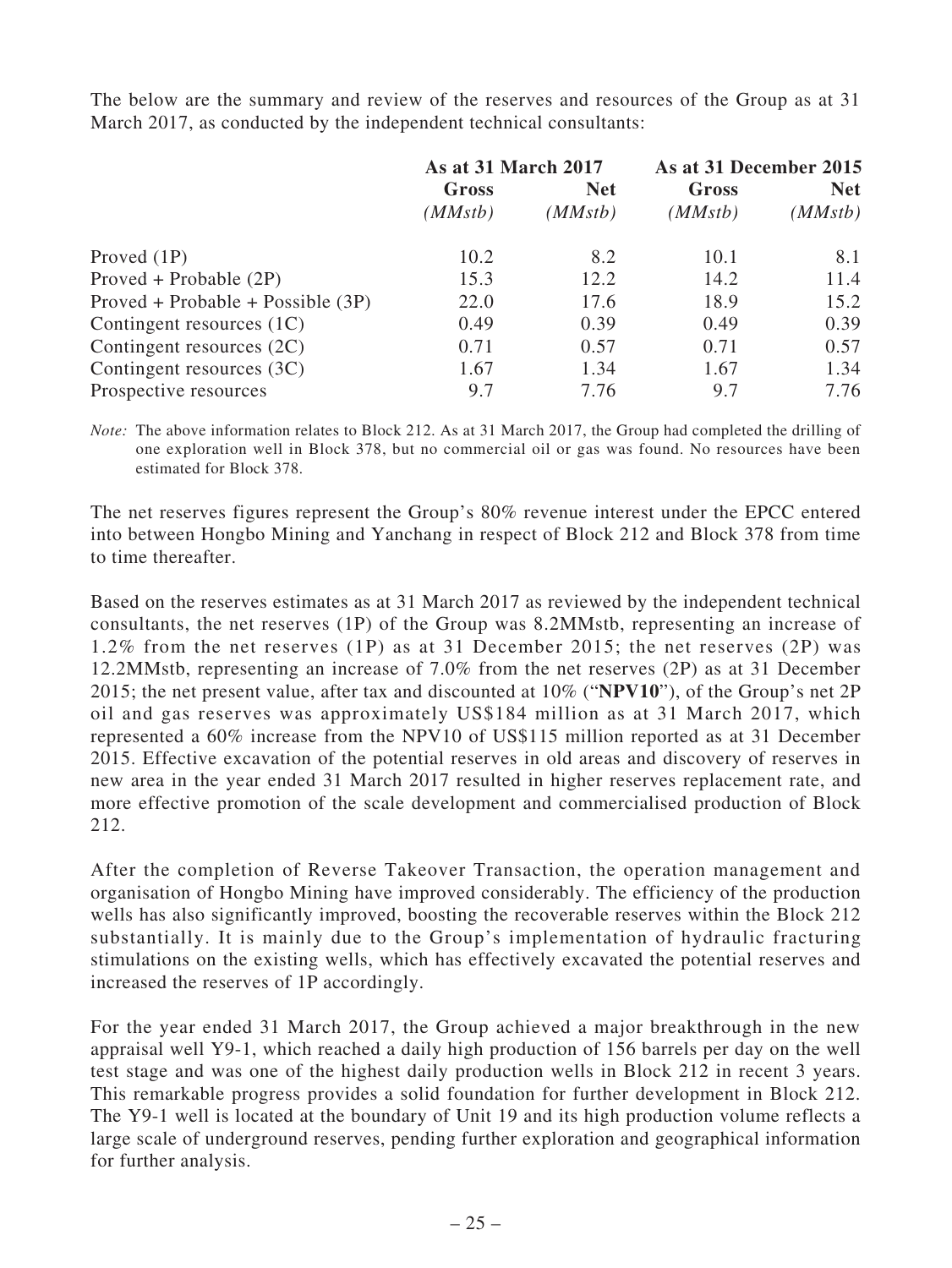The below are the summary and review of the reserves and resources of the Group as at 31 March 2017, as conducted by the independent technical consultants:

| | As at 31 March 2017 | | As at 31 December 2015 | |
|---|---|---|---|---|
| | **Gross** *(MMstb)* | **Net** *(MMstb)* | **Gross** *(MMstb)* | **Net** *(MMstb)* |
| Proved (1P) | 10.2 | 8.2 | 10.1 | 8.1 |
| Proved + Probable (2P) | 15.3 | 12.2 | 14.2 | 11.4 |
| Proved + Probable + Possible (3P) | 22.0 | 17.6 | 18.9 | 15.2 |
| Contingent resources (1C) | 0.49 | 0.39 | 0.49 | 0.39 |
| Contingent resources (2C) | 0.71 | 0.57 | 0.71 | 0.57 |
| Contingent resources (3C) | 1.67 | 1.34 | 1.67 | 1.34 |
| Prospective resources | 9.7 | 7.76 | 9.7 | 7.76 |

*Note:* The above information relates to Block 212. As at 31 March 2017, the Group had completed the drilling of one exploration well in Block 378, but no commercial oil or gas was found. No resources have been estimated for Block 378.

The net reserves figures represent the Group's 80% revenue interest under the EPCC entered into between Hongbo Mining and Yanchang in respect of Block 212 and Block 378 from time to time thereafter.

Based on the reserves estimates as at 31 March 2017 as reviewed by the independent technical consultants, the net reserves (1P) of the Group was 8.2MMstb, representing an increase of 1.2% from the net reserves (1P) as at 31 December 2015; the net reserves (2P) was 12.2MMstb, representing an increase of 7.0% from the net reserves (2P) as at 31 December 2015; the net present value, after tax and discounted at 10% ("**NPV10**"), of the Group's net 2P oil and gas reserves was approximately US$184 million as at 31 March 2017, which represented a 60% increase from the NPV10 of US$115 million reported as at 31 December 2015. Effective excavation of the potential reserves in old areas and discovery of reserves in new area in the year ended 31 March 2017 resulted in higher reserves replacement rate, and more effective promotion of the scale development and commercialised production of Block 212.

After the completion of Reverse Takeover Transaction, the operation management and organisation of Hongbo Mining have improved considerably. The efficiency of the production wells has also significantly improved, boosting the recoverable reserves within the Block 212 substantially. It is mainly due to the Group's implementation of hydraulic fracturing stimulations on the existing wells, which has effectively excavated the potential reserves and increased the reserves of 1P accordingly.

For the year ended 31 March 2017, the Group achieved a major breakthrough in the new appraisal well Y9-1, which reached a daily high production of 156 barrels per day on the well test stage and was one of the highest daily production wells in Block 212 in recent 3 years. This remarkable progress provides a solid foundation for further development in Block 212. The Y9-1 well is located at the boundary of Unit 19 and its high production volume reflects a large scale of underground reserves, pending further exploration and geographical information for further analysis.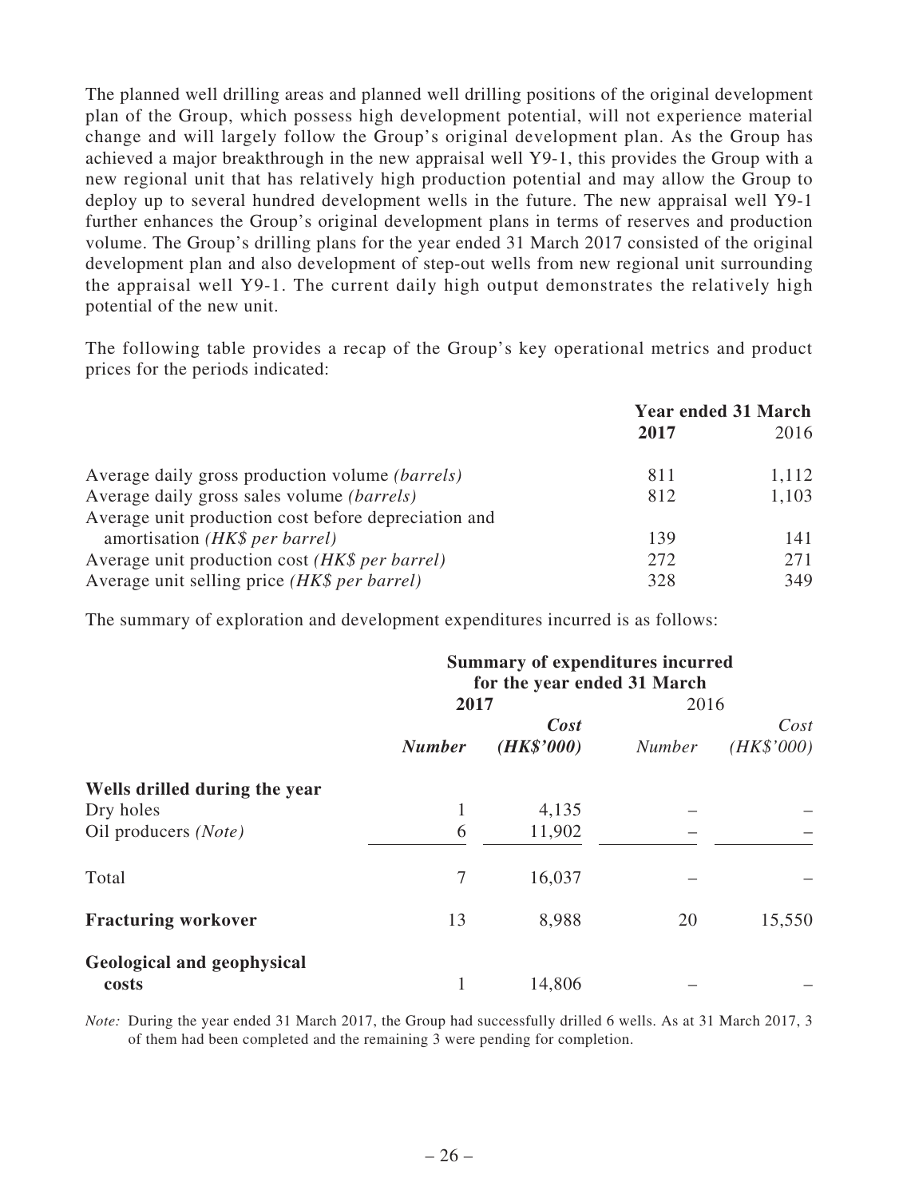The planned well drilling areas and planned well drilling positions of the original development plan of the Group, which possess high development potential, will not experience material change and will largely follow the Group's original development plan. As the Group has achieved a major breakthrough in the new appraisal well Y9-1, this provides the Group with a new regional unit that has relatively high production potential and may allow the Group to deploy up to several hundred development wells in the future. The new appraisal well Y9-1 further enhances the Group's original development plans in terms of reserves and production volume. The Group's drilling plans for the year ended 31 March 2017 consisted of the original development plan and also development of step-out wells from new regional unit surrounding the appraisal well Y9-1. The current daily high output demonstrates the relatively high potential of the new unit.

The following table provides a recap of the Group's key operational metrics and product prices for the periods indicated:

| | Year ended 31 March | |
|---|---|---|
| | **2017** | 2016 |
| Average daily gross production volume *(barrels)* | 811 | 1,112 |
| Average daily gross sales volume *(barrels)* | 812 | 1,103 |
| Average unit production cost before depreciation and amortisation *(HK$ per barrel)* | 139 | 141 |
| Average unit production cost *(HK$ per barrel)* | 272 | 271 |
| Average unit selling price *(HK$ per barrel)* | 328 | 349 |

The summary of exploration and development expenditures incurred is as follows:

| | Summary of expenditures incurred for the year ended 31 March | | | |
|---|---|---|---|---|
| | **2017** | | 2016 | |
| | ***Number*** | ***Cost (HK$'000)*** | *Number* | *Cost (HK$'000)* |
| **Wells drilled during the year** | | | | |
| Dry holes | 1 | 4,135 | – | – |
| Oil producers *(Note)* | 6 | 11,902 | – | – |
| Total | 7 | 16,037 | – | – |
| **Fracturing workover** | 13 | 8,988 | 20 | 15,550 |
| **Geological and geophysical costs** | 1 | 14,806 | – | – |

*Note:* During the year ended 31 March 2017, the Group had successfully drilled 6 wells. As at 31 March 2017, 3 of them had been completed and the remaining 3 were pending for completion.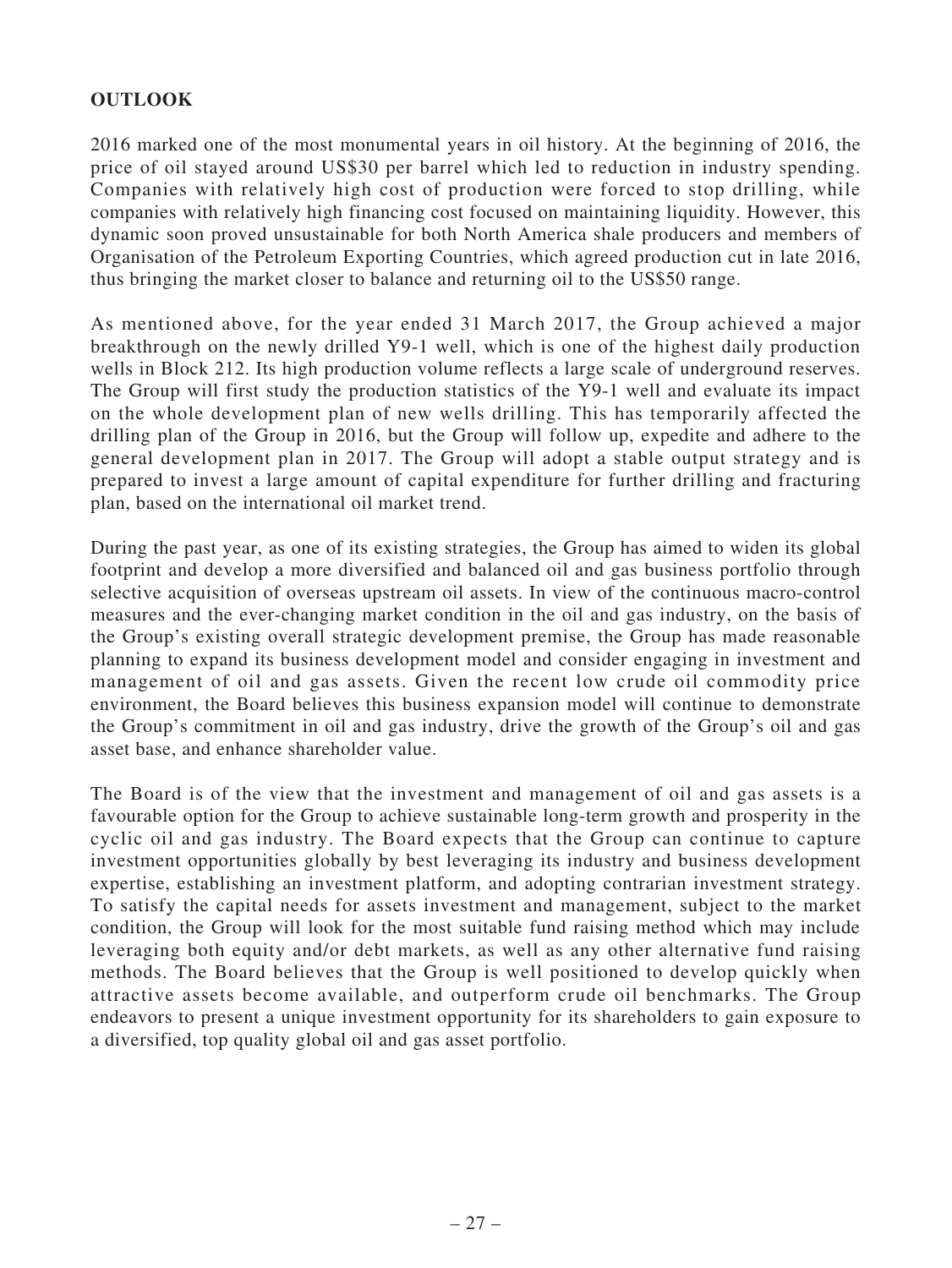## OUTLOOK

2016 marked one of the most monumental years in oil history. At the beginning of 2016, the price of oil stayed around US$30 per barrel which led to reduction in industry spending. Companies with relatively high cost of production were forced to stop drilling, while companies with relatively high financing cost focused on maintaining liquidity. However, this dynamic soon proved unsustainable for both North America shale producers and members of Organisation of the Petroleum Exporting Countries, which agreed production cut in late 2016, thus bringing the market closer to balance and returning oil to the US$50 range.

As mentioned above, for the year ended 31 March 2017, the Group achieved a major breakthrough on the newly drilled Y9-1 well, which is one of the highest daily production wells in Block 212. Its high production volume reflects a large scale of underground reserves. The Group will first study the production statistics of the Y9-1 well and evaluate its impact on the whole development plan of new wells drilling. This has temporarily affected the drilling plan of the Group in 2016, but the Group will follow up, expedite and adhere to the general development plan in 2017. The Group will adopt a stable output strategy and is prepared to invest a large amount of capital expenditure for further drilling and fracturing plan, based on the international oil market trend.

During the past year, as one of its existing strategies, the Group has aimed to widen its global footprint and develop a more diversified and balanced oil and gas business portfolio through selective acquisition of overseas upstream oil assets. In view of the continuous macro-control measures and the ever-changing market condition in the oil and gas industry, on the basis of the Group's existing overall strategic development premise, the Group has made reasonable planning to expand its business development model and consider engaging in investment and management of oil and gas assets. Given the recent low crude oil commodity price environment, the Board believes this business expansion model will continue to demonstrate the Group's commitment in oil and gas industry, drive the growth of the Group's oil and gas asset base, and enhance shareholder value.

The Board is of the view that the investment and management of oil and gas assets is a favourable option for the Group to achieve sustainable long-term growth and prosperity in the cyclic oil and gas industry. The Board expects that the Group can continue to capture investment opportunities globally by best leveraging its industry and business development expertise, establishing an investment platform, and adopting contrarian investment strategy. To satisfy the capital needs for assets investment and management, subject to the market condition, the Group will look for the most suitable fund raising method which may include leveraging both equity and/or debt markets, as well as any other alternative fund raising methods. The Board believes that the Group is well positioned to develop quickly when attractive assets become available, and outperform crude oil benchmarks. The Group endeavors to present a unique investment opportunity for its shareholders to gain exposure to a diversified, top quality global oil and gas asset portfolio.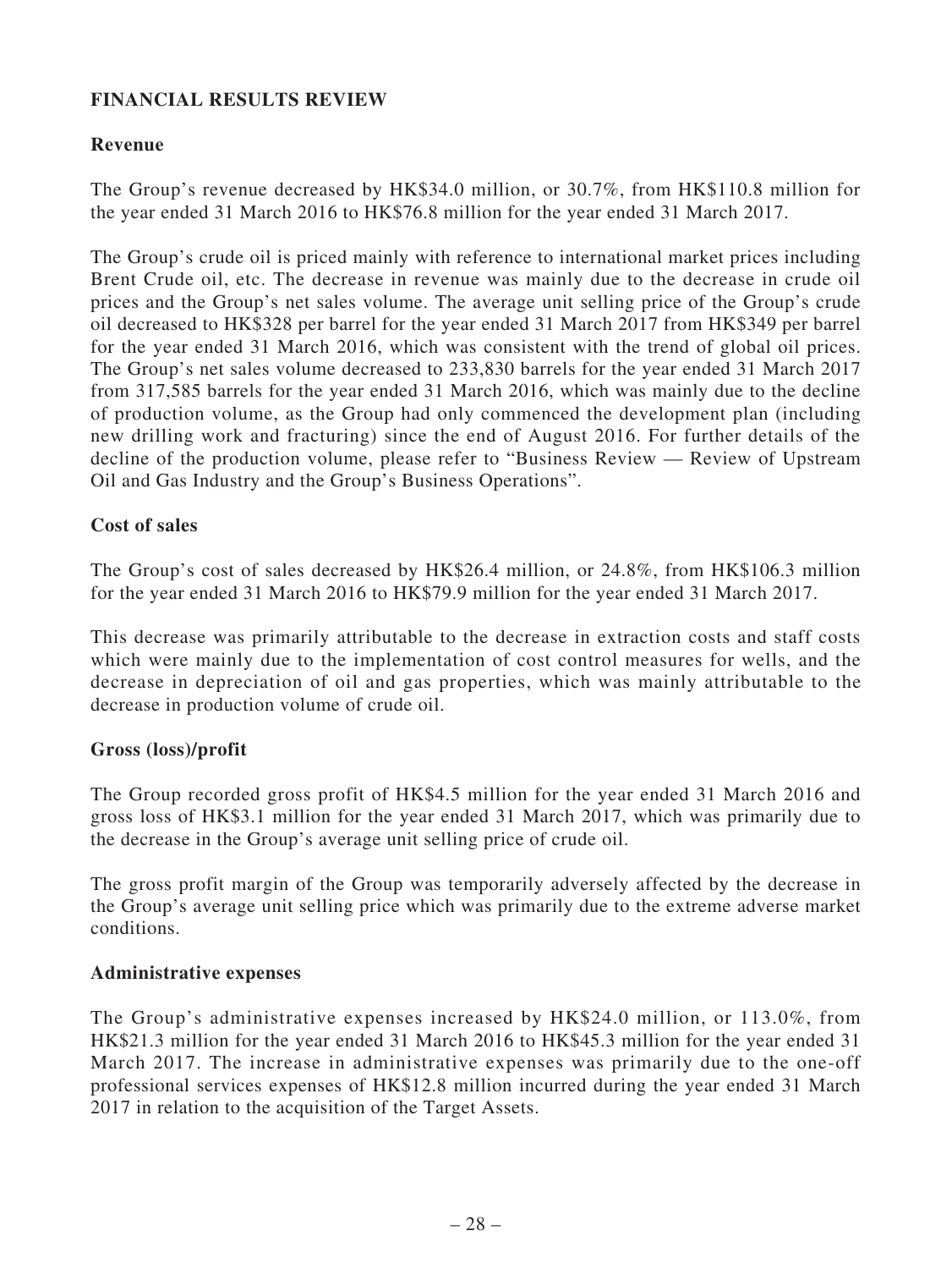## FINANCIAL RESULTS REVIEW

### Revenue

The Group's revenue decreased by HK$34.0 million, or 30.7%, from HK$110.8 million for the year ended 31 March 2016 to HK$76.8 million for the year ended 31 March 2017.

The Group's crude oil is priced mainly with reference to international market prices including Brent Crude oil, etc. The decrease in revenue was mainly due to the decrease in crude oil prices and the Group's net sales volume. The average unit selling price of the Group's crude oil decreased to HK$328 per barrel for the year ended 31 March 2017 from HK$349 per barrel for the year ended 31 March 2016, which was consistent with the trend of global oil prices. The Group's net sales volume decreased to 233,830 barrels for the year ended 31 March 2017 from 317,585 barrels for the year ended 31 March 2016, which was mainly due to the decline of production volume, as the Group had only commenced the development plan (including new drilling work and fracturing) since the end of August 2016. For further details of the decline of the production volume, please refer to "Business Review — Review of Upstream Oil and Gas Industry and the Group's Business Operations".

### Cost of sales

The Group's cost of sales decreased by HK$26.4 million, or 24.8%, from HK$106.3 million for the year ended 31 March 2016 to HK$79.9 million for the year ended 31 March 2017.

This decrease was primarily attributable to the decrease in extraction costs and staff costs which were mainly due to the implementation of cost control measures for wells, and the decrease in depreciation of oil and gas properties, which was mainly attributable to the decrease in production volume of crude oil.

### Gross (loss)/profit

The Group recorded gross profit of HK$4.5 million for the year ended 31 March 2016 and gross loss of HK$3.1 million for the year ended 31 March 2017, which was primarily due to the decrease in the Group's average unit selling price of crude oil.

The gross profit margin of the Group was temporarily adversely affected by the decrease in the Group's average unit selling price which was primarily due to the extreme adverse market conditions.

### Administrative expenses

The Group's administrative expenses increased by HK$24.0 million, or 113.0%, from HK$21.3 million for the year ended 31 March 2016 to HK$45.3 million for the year ended 31 March 2017. The increase in administrative expenses was primarily due to the one-off professional services expenses of HK$12.8 million incurred during the year ended 31 March 2017 in relation to the acquisition of the Target Assets.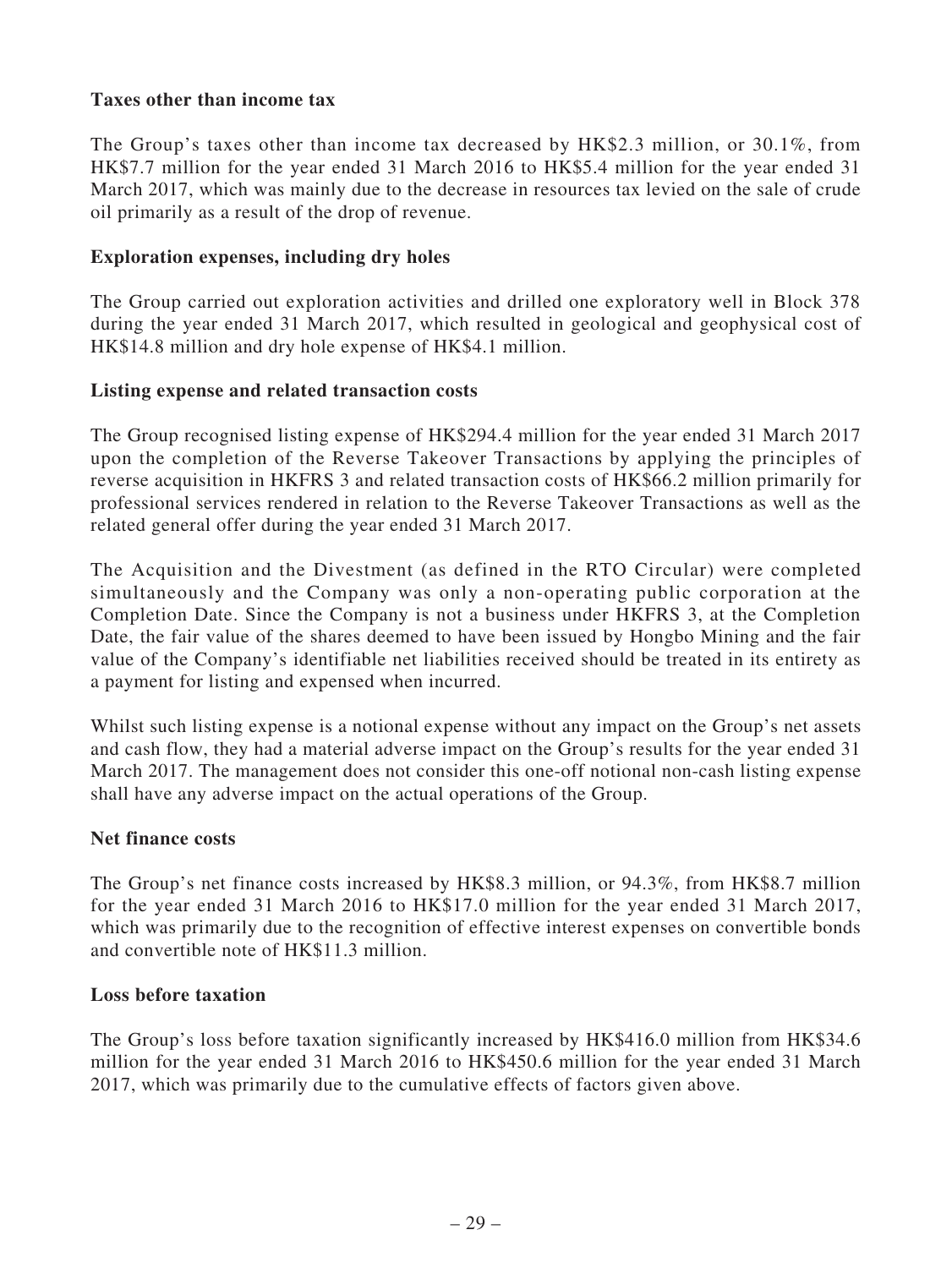**Taxes other than income tax**

The Group's taxes other than income tax decreased by HK$2.3 million, or 30.1%, from HK$7.7 million for the year ended 31 March 2016 to HK$5.4 million for the year ended 31 March 2017, which was mainly due to the decrease in resources tax levied on the sale of crude oil primarily as a result of the drop of revenue.

**Exploration expenses, including dry holes**

The Group carried out exploration activities and drilled one exploratory well in Block 378 during the year ended 31 March 2017, which resulted in geological and geophysical cost of HK$14.8 million and dry hole expense of HK$4.1 million.

**Listing expense and related transaction costs**

The Group recognised listing expense of HK$294.4 million for the year ended 31 March 2017 upon the completion of the Reverse Takeover Transactions by applying the principles of reverse acquisition in HKFRS 3 and related transaction costs of HK$66.2 million primarily for professional services rendered in relation to the Reverse Takeover Transactions as well as the related general offer during the year ended 31 March 2017.

The Acquisition and the Divestment (as defined in the RTO Circular) were completed simultaneously and the Company was only a non-operating public corporation at the Completion Date. Since the Company is not a business under HKFRS 3, at the Completion Date, the fair value of the shares deemed to have been issued by Hongbo Mining and the fair value of the Company's identifiable net liabilities received should be treated in its entirety as a payment for listing and expensed when incurred.

Whilst such listing expense is a notional expense without any impact on the Group's net assets and cash flow, they had a material adverse impact on the Group's results for the year ended 31 March 2017. The management does not consider this one-off notional non-cash listing expense shall have any adverse impact on the actual operations of the Group.

**Net finance costs**

The Group's net finance costs increased by HK$8.3 million, or 94.3%, from HK$8.7 million for the year ended 31 March 2016 to HK$17.0 million for the year ended 31 March 2017, which was primarily due to the recognition of effective interest expenses on convertible bonds and convertible note of HK$11.3 million.

**Loss before taxation**

The Group's loss before taxation significantly increased by HK$416.0 million from HK$34.6 million for the year ended 31 March 2016 to HK$450.6 million for the year ended 31 March 2017, which was primarily due to the cumulative effects of factors given above.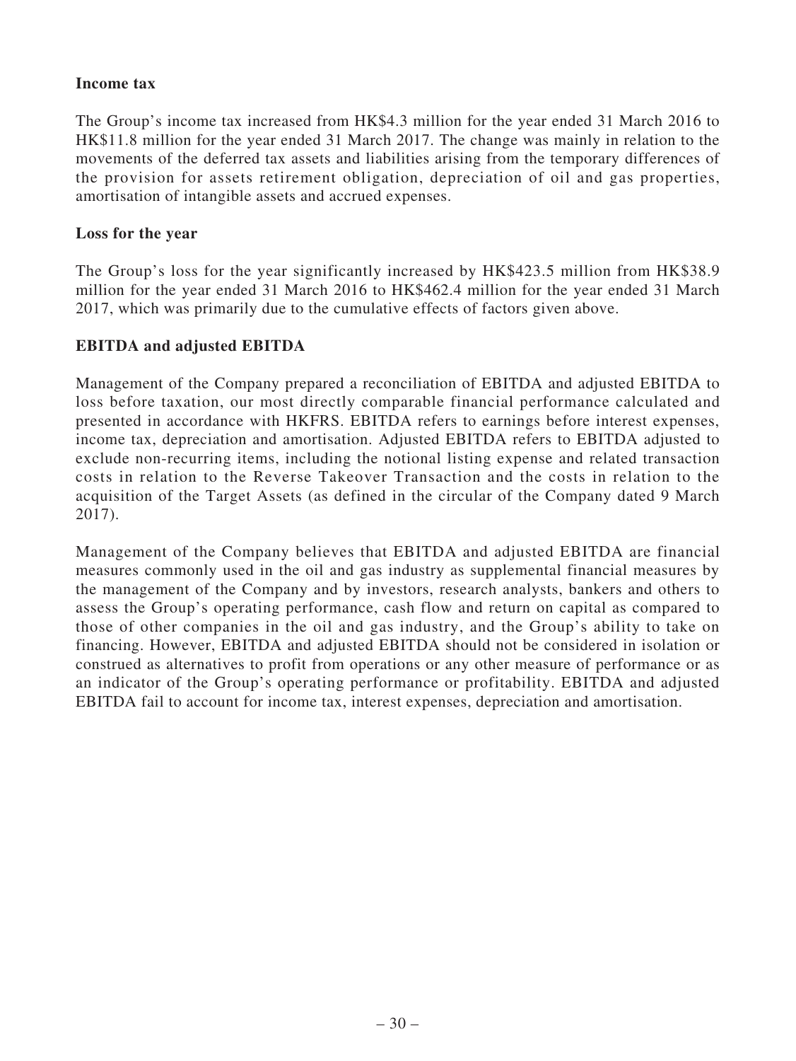**Income tax**

The Group's income tax increased from HK$4.3 million for the year ended 31 March 2016 to HK$11.8 million for the year ended 31 March 2017. The change was mainly in relation to the movements of the deferred tax assets and liabilities arising from the temporary differences of the provision for assets retirement obligation, depreciation of oil and gas properties, amortisation of intangible assets and accrued expenses.

**Loss for the year**

The Group's loss for the year significantly increased by HK$423.5 million from HK$38.9 million for the year ended 31 March 2016 to HK$462.4 million for the year ended 31 March 2017, which was primarily due to the cumulative effects of factors given above.

**EBITDA and adjusted EBITDA**

Management of the Company prepared a reconciliation of EBITDA and adjusted EBITDA to loss before taxation, our most directly comparable financial performance calculated and presented in accordance with HKFRS. EBITDA refers to earnings before interest expenses, income tax, depreciation and amortisation. Adjusted EBITDA refers to EBITDA adjusted to exclude non-recurring items, including the notional listing expense and related transaction costs in relation to the Reverse Takeover Transaction and the costs in relation to the acquisition of the Target Assets (as defined in the circular of the Company dated 9 March 2017).

Management of the Company believes that EBITDA and adjusted EBITDA are financial measures commonly used in the oil and gas industry as supplemental financial measures by the management of the Company and by investors, research analysts, bankers and others to assess the Group's operating performance, cash flow and return on capital as compared to those of other companies in the oil and gas industry, and the Group's ability to take on financing. However, EBITDA and adjusted EBITDA should not be considered in isolation or construed as alternatives to profit from operations or any other measure of performance or as an indicator of the Group's operating performance or profitability. EBITDA and adjusted EBITDA fail to account for income tax, interest expenses, depreciation and amortisation.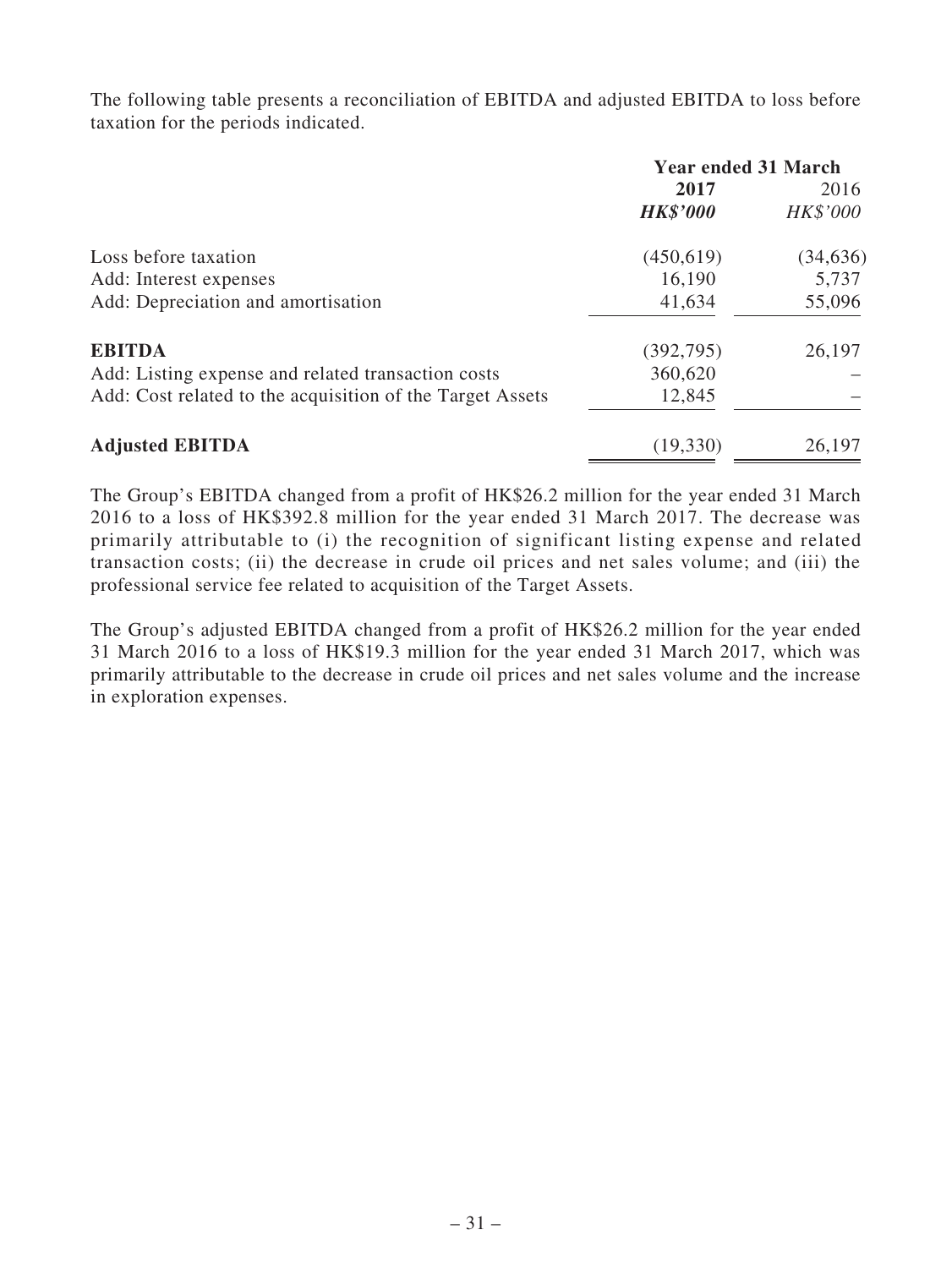The following table presents a reconciliation of EBITDA and adjusted EBITDA to loss before taxation for the periods indicated.

| | Year ended 31 March | |
|---|---|---|
| | **2017** | 2016 |
| | ***HK$'000*** | *HK$'000* |
| Loss before taxation | (450,619) | (34,636) |
| Add: Interest expenses | 16,190 | 5,737 |
| Add: Depreciation and amortisation | 41,634 | 55,096 |
| **EBITDA** | (392,795) | 26,197 |
| Add: Listing expense and related transaction costs | 360,620 | – |
| Add: Cost related to the acquisition of the Target Assets | 12,845 | – |
| **Adjusted EBITDA** | (19,330) | 26,197 |

The Group's EBITDA changed from a profit of HK$26.2 million for the year ended 31 March 2016 to a loss of HK$392.8 million for the year ended 31 March 2017. The decrease was primarily attributable to (i) the recognition of significant listing expense and related transaction costs; (ii) the decrease in crude oil prices and net sales volume; and (iii) the professional service fee related to acquisition of the Target Assets.

The Group's adjusted EBITDA changed from a profit of HK$26.2 million for the year ended 31 March 2016 to a loss of HK$19.3 million for the year ended 31 March 2017, which was primarily attributable to the decrease in crude oil prices and net sales volume and the increase in exploration expenses.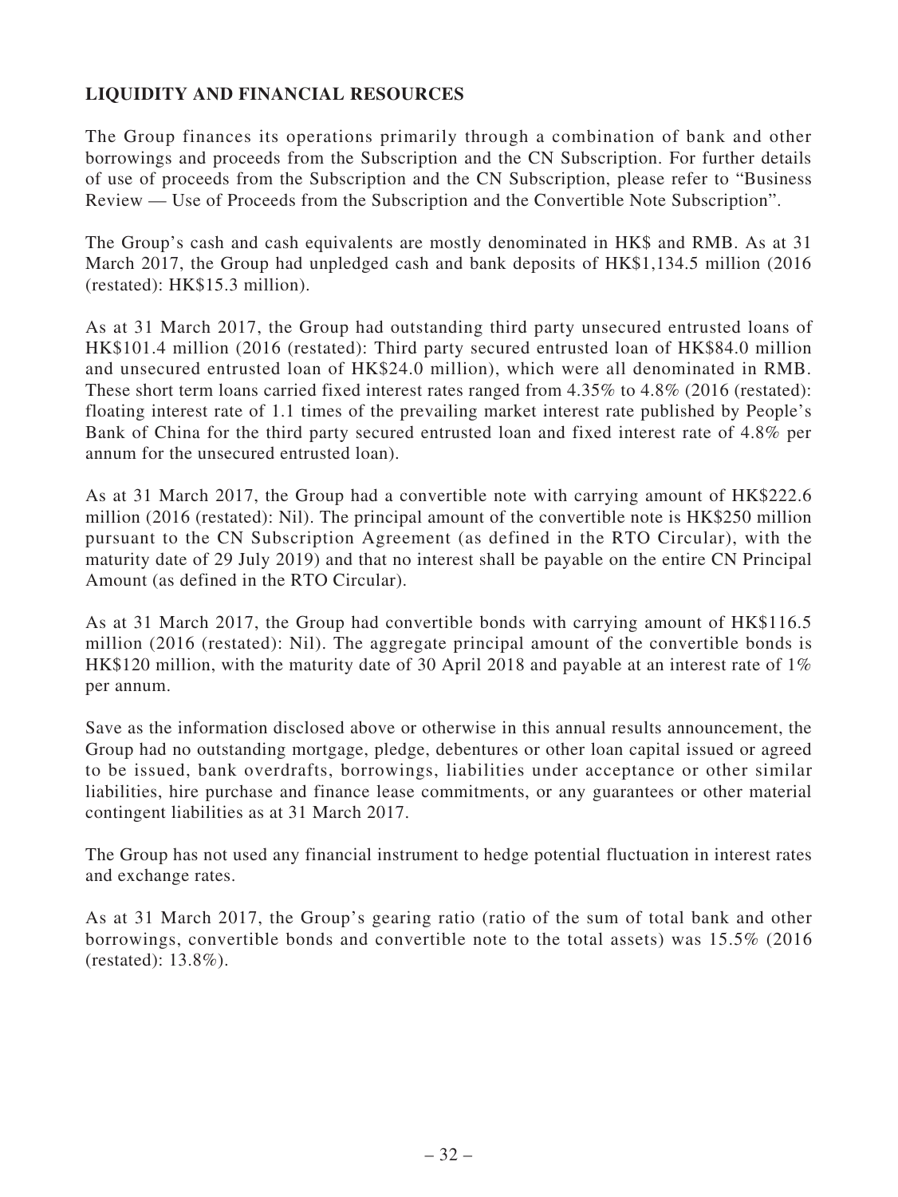## LIQUIDITY AND FINANCIAL RESOURCES

The Group finances its operations primarily through a combination of bank and other borrowings and proceeds from the Subscription and the CN Subscription. For further details of use of proceeds from the Subscription and the CN Subscription, please refer to "Business Review — Use of Proceeds from the Subscription and the Convertible Note Subscription".

The Group's cash and cash equivalents are mostly denominated in HK$ and RMB. As at 31 March 2017, the Group had unpledged cash and bank deposits of HK$1,134.5 million (2016 (restated): HK$15.3 million).

As at 31 March 2017, the Group had outstanding third party unsecured entrusted loans of HK$101.4 million (2016 (restated): Third party secured entrusted loan of HK$84.0 million and unsecured entrusted loan of HK$24.0 million), which were all denominated in RMB. These short term loans carried fixed interest rates ranged from 4.35% to 4.8% (2016 (restated): floating interest rate of 1.1 times of the prevailing market interest rate published by People's Bank of China for the third party secured entrusted loan and fixed interest rate of 4.8% per annum for the unsecured entrusted loan).

As at 31 March 2017, the Group had a convertible note with carrying amount of HK$222.6 million (2016 (restated): Nil). The principal amount of the convertible note is HK$250 million pursuant to the CN Subscription Agreement (as defined in the RTO Circular), with the maturity date of 29 July 2019) and that no interest shall be payable on the entire CN Principal Amount (as defined in the RTO Circular).

As at 31 March 2017, the Group had convertible bonds with carrying amount of HK$116.5 million (2016 (restated): Nil). The aggregate principal amount of the convertible bonds is HK$120 million, with the maturity date of 30 April 2018 and payable at an interest rate of 1% per annum.

Save as the information disclosed above or otherwise in this annual results announcement, the Group had no outstanding mortgage, pledge, debentures or other loan capital issued or agreed to be issued, bank overdrafts, borrowings, liabilities under acceptance or other similar liabilities, hire purchase and finance lease commitments, or any guarantees or other material contingent liabilities as at 31 March 2017.

The Group has not used any financial instrument to hedge potential fluctuation in interest rates and exchange rates.

As at 31 March 2017, the Group's gearing ratio (ratio of the sum of total bank and other borrowings, convertible bonds and convertible note to the total assets) was 15.5% (2016 (restated): 13.8%).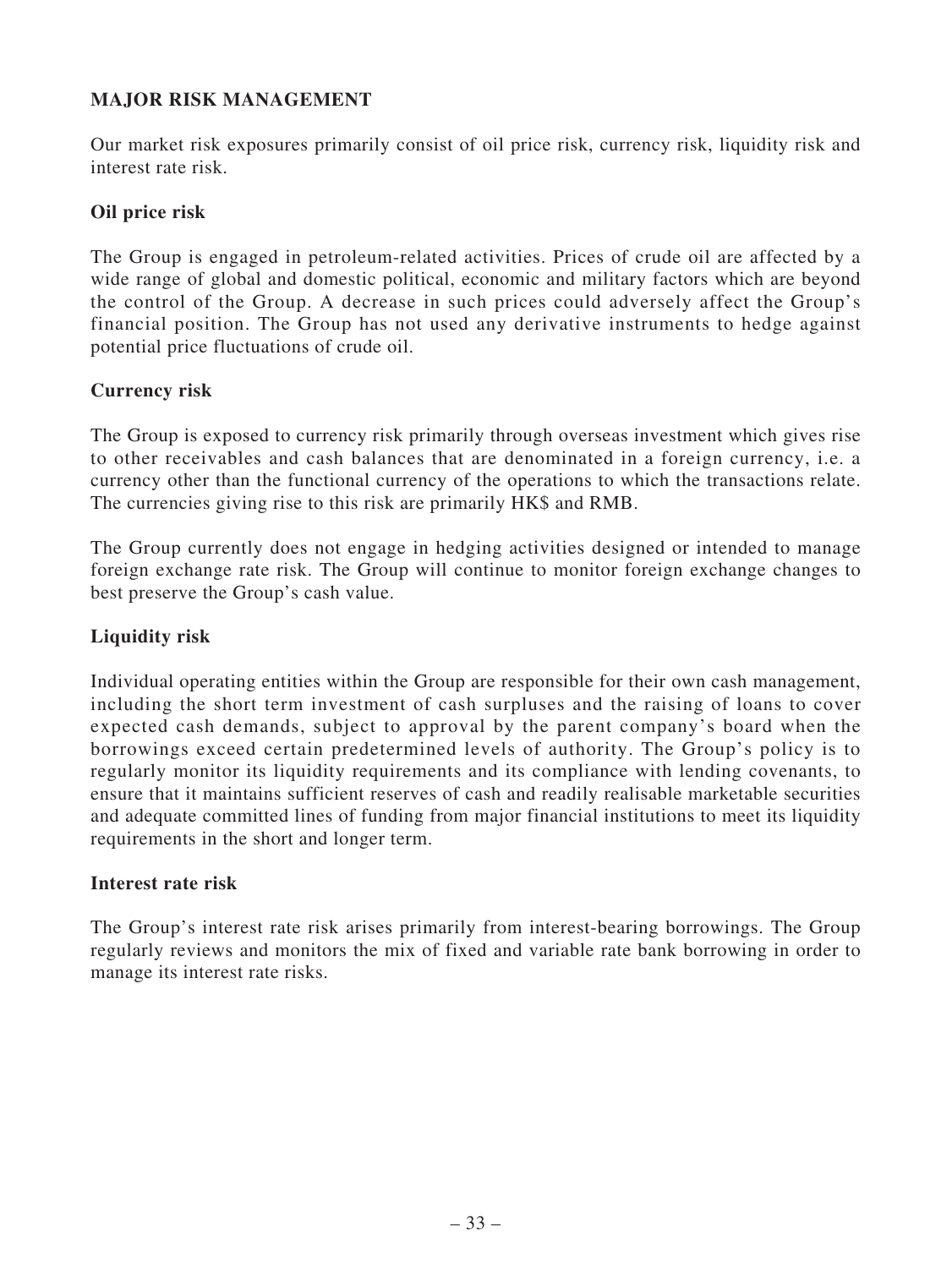## MAJOR RISK MANAGEMENT

Our market risk exposures primarily consist of oil price risk, currency risk, liquidity risk and interest rate risk.

### Oil price risk

The Group is engaged in petroleum-related activities. Prices of crude oil are affected by a wide range of global and domestic political, economic and military factors which are beyond the control of the Group. A decrease in such prices could adversely affect the Group's financial position. The Group has not used any derivative instruments to hedge against potential price fluctuations of crude oil.

### Currency risk

The Group is exposed to currency risk primarily through overseas investment which gives rise to other receivables and cash balances that are denominated in a foreign currency, i.e. a currency other than the functional currency of the operations to which the transactions relate. The currencies giving rise to this risk are primarily HK$ and RMB.

The Group currently does not engage in hedging activities designed or intended to manage foreign exchange rate risk. The Group will continue to monitor foreign exchange changes to best preserve the Group's cash value.

### Liquidity risk

Individual operating entities within the Group are responsible for their own cash management, including the short term investment of cash surpluses and the raising of loans to cover expected cash demands, subject to approval by the parent company's board when the borrowings exceed certain predetermined levels of authority. The Group's policy is to regularly monitor its liquidity requirements and its compliance with lending covenants, to ensure that it maintains sufficient reserves of cash and readily realisable marketable securities and adequate committed lines of funding from major financial institutions to meet its liquidity requirements in the short and longer term.

### Interest rate risk

The Group's interest rate risk arises primarily from interest-bearing borrowings. The Group regularly reviews and monitors the mix of fixed and variable rate bank borrowing in order to manage its interest rate risks.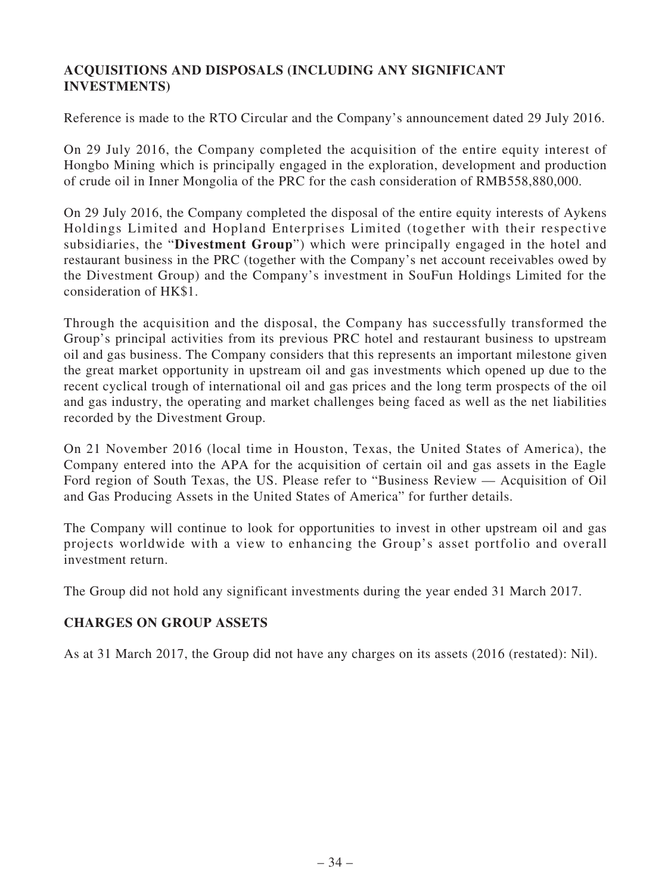## ACQUISITIONS AND DISPOSALS (INCLUDING ANY SIGNIFICANT INVESTMENTS)

Reference is made to the RTO Circular and the Company's announcement dated 29 July 2016.

On 29 July 2016, the Company completed the acquisition of the entire equity interest of Hongbo Mining which is principally engaged in the exploration, development and production of crude oil in Inner Mongolia of the PRC for the cash consideration of RMB558,880,000.

On 29 July 2016, the Company completed the disposal of the entire equity interests of Aykens Holdings Limited and Hopland Enterprises Limited (together with their respective subsidiaries, the "**Divestment Group**") which were principally engaged in the hotel and restaurant business in the PRC (together with the Company's net account receivables owed by the Divestment Group) and the Company's investment in SouFun Holdings Limited for the consideration of HK$1.

Through the acquisition and the disposal, the Company has successfully transformed the Group's principal activities from its previous PRC hotel and restaurant business to upstream oil and gas business. The Company considers that this represents an important milestone given the great market opportunity in upstream oil and gas investments which opened up due to the recent cyclical trough of international oil and gas prices and the long term prospects of the oil and gas industry, the operating and market challenges being faced as well as the net liabilities recorded by the Divestment Group.

On 21 November 2016 (local time in Houston, Texas, the United States of America), the Company entered into the APA for the acquisition of certain oil and gas assets in the Eagle Ford region of South Texas, the US. Please refer to "Business Review — Acquisition of Oil and Gas Producing Assets in the United States of America" for further details.

The Company will continue to look for opportunities to invest in other upstream oil and gas projects worldwide with a view to enhancing the Group's asset portfolio and overall investment return.

The Group did not hold any significant investments during the year ended 31 March 2017.

## CHARGES ON GROUP ASSETS

As at 31 March 2017, the Group did not have any charges on its assets (2016 (restated): Nil).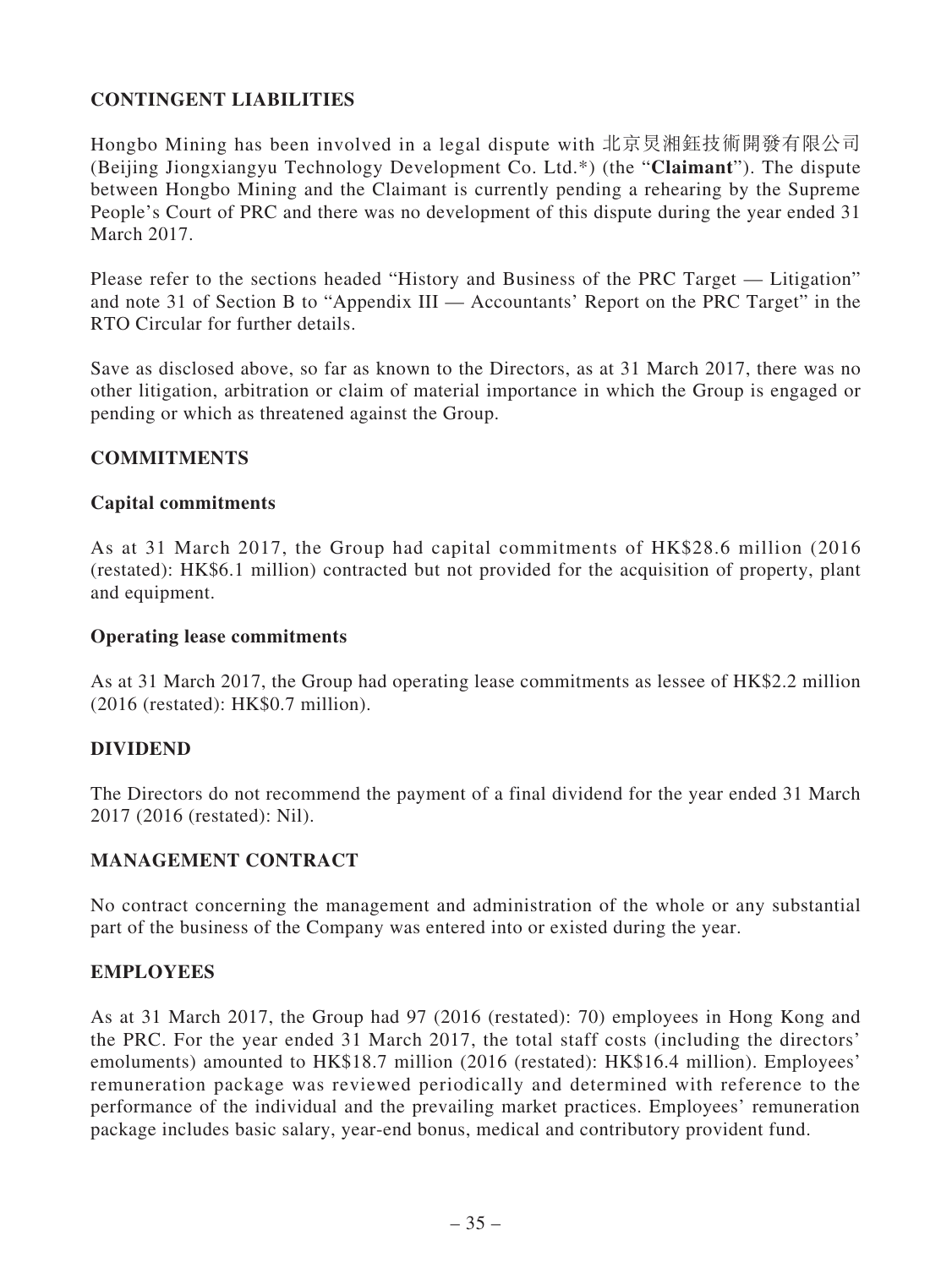## CONTINGENT LIABILITIES

Hongbo Mining has been involved in a legal dispute with 北京炅湘鈺技術開發有限公司 (Beijing Jiongxiangyu Technology Development Co. Ltd.*) (the "**Claimant**"). The dispute between Hongbo Mining and the Claimant is currently pending a rehearing by the Supreme People's Court of PRC and there was no development of this dispute during the year ended 31 March 2017.

Please refer to the sections headed "History and Business of the PRC Target — Litigation" and note 31 of Section B to "Appendix III — Accountants' Report on the PRC Target" in the RTO Circular for further details.

Save as disclosed above, so far as known to the Directors, as at 31 March 2017, there was no other litigation, arbitration or claim of material importance in which the Group is engaged or pending or which as threatened against the Group.

## COMMITMENTS

### Capital commitments

As at 31 March 2017, the Group had capital commitments of HK$28.6 million (2016 (restated): HK$6.1 million) contracted but not provided for the acquisition of property, plant and equipment.

### Operating lease commitments

As at 31 March 2017, the Group had operating lease commitments as lessee of HK$2.2 million (2016 (restated): HK$0.7 million).

## DIVIDEND

The Directors do not recommend the payment of a final dividend for the year ended 31 March 2017 (2016 (restated): Nil).

## MANAGEMENT CONTRACT

No contract concerning the management and administration of the whole or any substantial part of the business of the Company was entered into or existed during the year.

## EMPLOYEES

As at 31 March 2017, the Group had 97 (2016 (restated): 70) employees in Hong Kong and the PRC. For the year ended 31 March 2017, the total staff costs (including the directors' emoluments) amounted to HK$18.7 million (2016 (restated): HK$16.4 million). Employees' remuneration package was reviewed periodically and determined with reference to the performance of the individual and the prevailing market practices. Employees' remuneration package includes basic salary, year-end bonus, medical and contributory provident fund.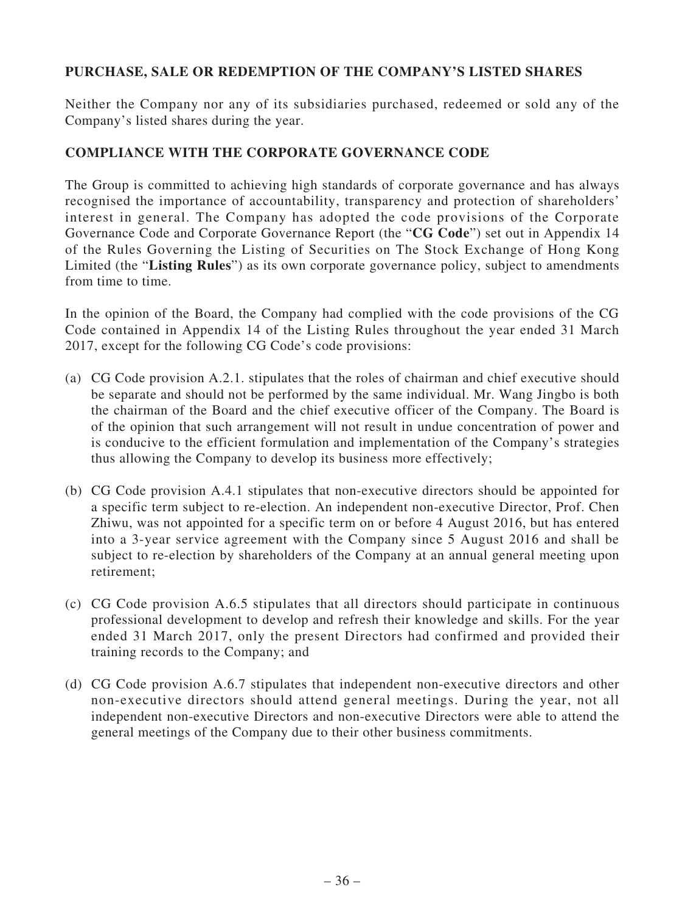## PURCHASE, SALE OR REDEMPTION OF THE COMPANY'S LISTED SHARES

Neither the Company nor any of its subsidiaries purchased, redeemed or sold any of the Company's listed shares during the year.

## COMPLIANCE WITH THE CORPORATE GOVERNANCE CODE

The Group is committed to achieving high standards of corporate governance and has always recognised the importance of accountability, transparency and protection of shareholders' interest in general. The Company has adopted the code provisions of the Corporate Governance Code and Corporate Governance Report (the "**CG Code**") set out in Appendix 14 of the Rules Governing the Listing of Securities on The Stock Exchange of Hong Kong Limited (the "**Listing Rules**") as its own corporate governance policy, subject to amendments from time to time.

In the opinion of the Board, the Company had complied with the code provisions of the CG Code contained in Appendix 14 of the Listing Rules throughout the year ended 31 March 2017, except for the following CG Code's code provisions:

(a) CG Code provision A.2.1. stipulates that the roles of chairman and chief executive should be separate and should not be performed by the same individual. Mr. Wang Jingbo is both the chairman of the Board and the chief executive officer of the Company. The Board is of the opinion that such arrangement will not result in undue concentration of power and is conducive to the efficient formulation and implementation of the Company's strategies thus allowing the Company to develop its business more effectively;

(b) CG Code provision A.4.1 stipulates that non-executive directors should be appointed for a specific term subject to re-election. An independent non-executive Director, Prof. Chen Zhiwu, was not appointed for a specific term on or before 4 August 2016, but has entered into a 3-year service agreement with the Company since 5 August 2016 and shall be subject to re-election by shareholders of the Company at an annual general meeting upon retirement;

(c) CG Code provision A.6.5 stipulates that all directors should participate in continuous professional development to develop and refresh their knowledge and skills. For the year ended 31 March 2017, only the present Directors had confirmed and provided their training records to the Company; and

(d) CG Code provision A.6.7 stipulates that independent non-executive directors and other non-executive directors should attend general meetings. During the year, not all independent non-executive Directors and non-executive Directors were able to attend the general meetings of the Company due to their other business commitments.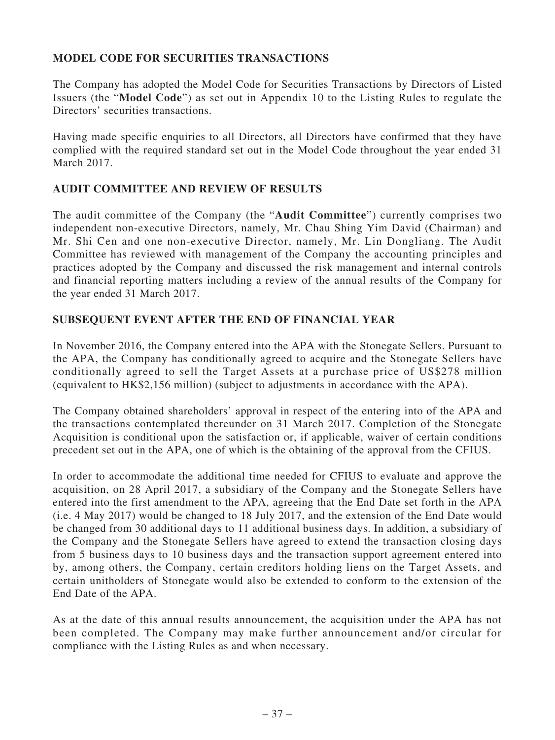## MODEL CODE FOR SECURITIES TRANSACTIONS

The Company has adopted the Model Code for Securities Transactions by Directors of Listed Issuers (the "**Model Code**") as set out in Appendix 10 to the Listing Rules to regulate the Directors' securities transactions.

Having made specific enquiries to all Directors, all Directors have confirmed that they have complied with the required standard set out in the Model Code throughout the year ended 31 March 2017.

## AUDIT COMMITTEE AND REVIEW OF RESULTS

The audit committee of the Company (the "**Audit Committee**") currently comprises two independent non-executive Directors, namely, Mr. Chau Shing Yim David (Chairman) and Mr. Shi Cen and one non-executive Director, namely, Mr. Lin Dongliang. The Audit Committee has reviewed with management of the Company the accounting principles and practices adopted by the Company and discussed the risk management and internal controls and financial reporting matters including a review of the annual results of the Company for the year ended 31 March 2017.

## SUBSEQUENT EVENT AFTER THE END OF FINANCIAL YEAR

In November 2016, the Company entered into the APA with the Stonegate Sellers. Pursuant to the APA, the Company has conditionally agreed to acquire and the Stonegate Sellers have conditionally agreed to sell the Target Assets at a purchase price of US$278 million (equivalent to HK$2,156 million) (subject to adjustments in accordance with the APA).

The Company obtained shareholders' approval in respect of the entering into of the APA and the transactions contemplated thereunder on 31 March 2017. Completion of the Stonegate Acquisition is conditional upon the satisfaction or, if applicable, waiver of certain conditions precedent set out in the APA, one of which is the obtaining of the approval from the CFIUS.

In order to accommodate the additional time needed for CFIUS to evaluate and approve the acquisition, on 28 April 2017, a subsidiary of the Company and the Stonegate Sellers have entered into the first amendment to the APA, agreeing that the End Date set forth in the APA (i.e. 4 May 2017) would be changed to 18 July 2017, and the extension of the End Date would be changed from 30 additional days to 11 additional business days. In addition, a subsidiary of the Company and the Stonegate Sellers have agreed to extend the transaction closing days from 5 business days to 10 business days and the transaction support agreement entered into by, among others, the Company, certain creditors holding liens on the Target Assets, and certain unitholders of Stonegate would also be extended to conform to the extension of the End Date of the APA.

As at the date of this annual results announcement, the acquisition under the APA has not been completed. The Company may make further announcement and/or circular for compliance with the Listing Rules as and when necessary.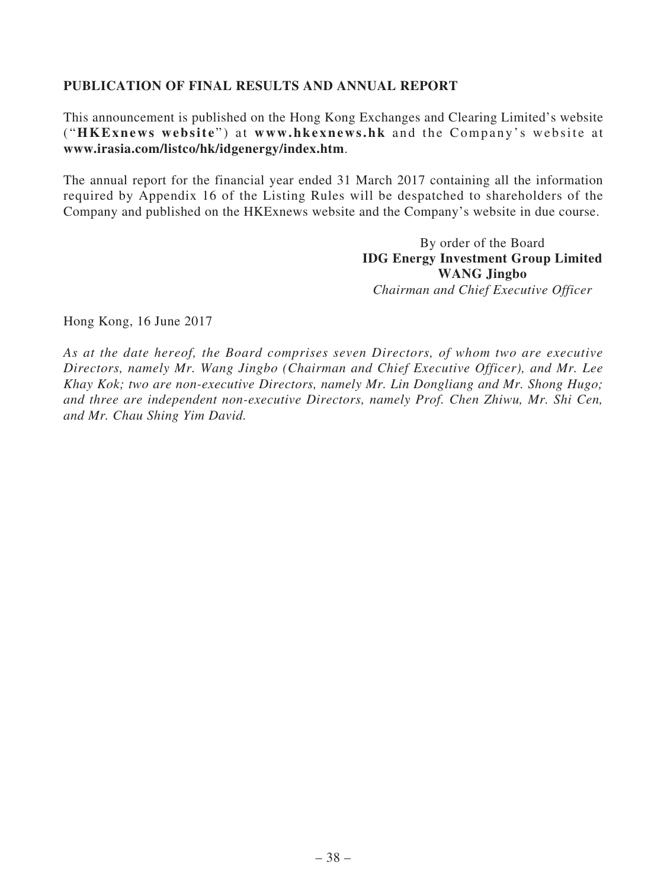## PUBLICATION OF FINAL RESULTS AND ANNUAL REPORT

This announcement is published on the Hong Kong Exchanges and Clearing Limited's website ("**HKExnews website**") at **www.hkexnews.hk** and the Company's website at **www.irasia.com/listco/hk/idgenergy/index.htm**.

The annual report for the financial year ended 31 March 2017 containing all the information required by Appendix 16 of the Listing Rules will be despatched to shareholders of the Company and published on the HKExnews website and the Company's website in due course.

By order of the Board
**IDG Energy Investment Group Limited**
**WANG Jingbo**
*Chairman and Chief Executive Officer*

Hong Kong, 16 June 2017

*As at the date hereof, the Board comprises seven Directors, of whom two are executive Directors, namely Mr. Wang Jingbo (Chairman and Chief Executive Officer), and Mr. Lee Khay Kok; two are non-executive Directors, namely Mr. Lin Dongliang and Mr. Shong Hugo; and three are independent non-executive Directors, namely Prof. Chen Zhiwu, Mr. Shi Cen, and Mr. Chau Shing Yim David.*